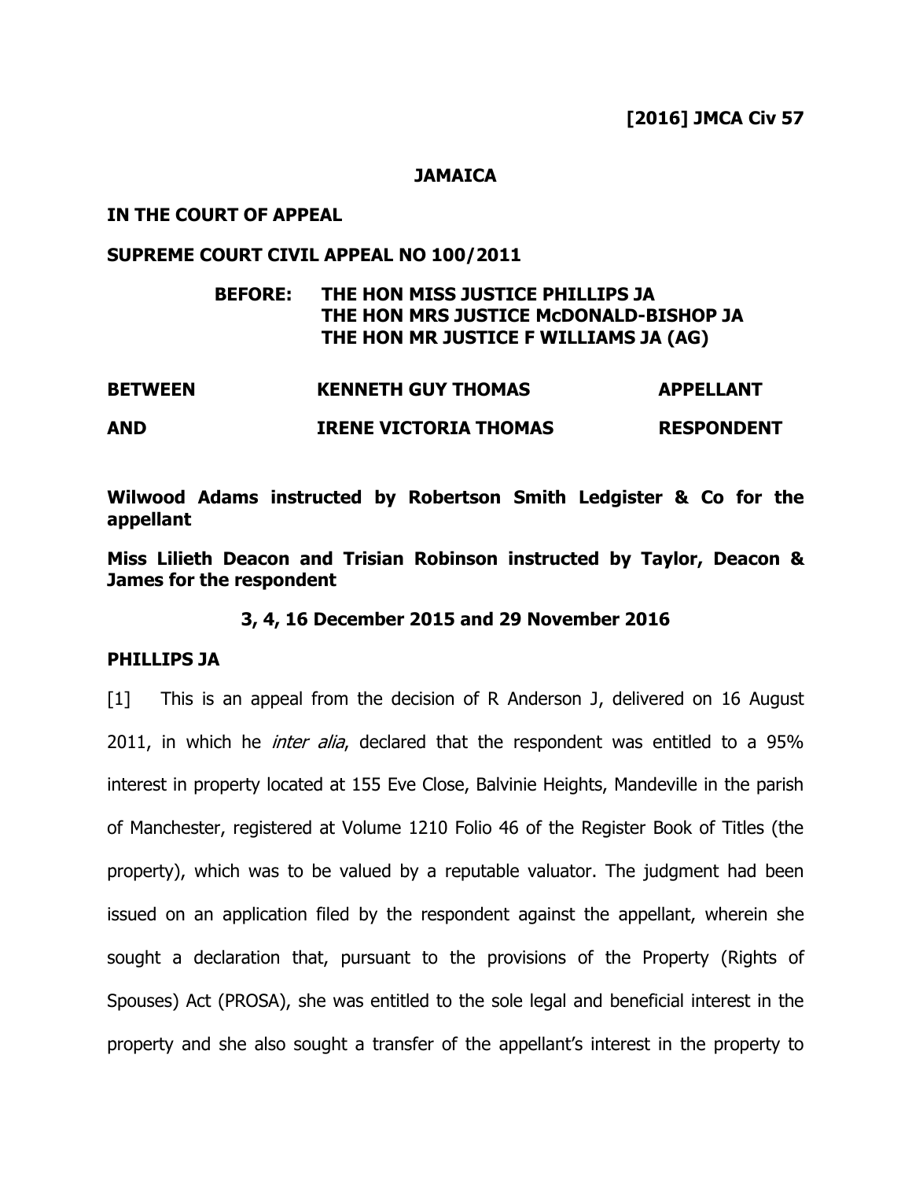**[2016] JMCA Civ 57**

**JAMAICA**

**IN THE COURT OF APPEAL**

**SUPREME COURT CIVIL APPEAL NO 100/2011**

**BEFORE: THE HON MISS JUSTICE PHILLIPS JA**
**THE HON MRS JUSTICE McDONALD-BISHOP JA**
**THE HON MR JUSTICE F WILLIAMS JA (AG)**

| | | |
|---|---|---|
| **BETWEEN** | **KENNETH GUY THOMAS** | **APPELLANT** |
| **AND** | **IRENE VICTORIA THOMAS** | **RESPONDENT** |

**Wilwood Adams instructed by Robertson Smith Ledgister & Co for the appellant**

**Miss Lilieth Deacon and Trisian Robinson instructed by Taylor, Deacon & James for the respondent**

**3, 4, 16 December 2015 and 29 November 2016**

**PHILLIPS JA**

[1] This is an appeal from the decision of R Anderson J, delivered on 16 August 2011, in which he *inter alia*, declared that the respondent was entitled to a 95% interest in property located at 155 Eve Close, Balvinie Heights, Mandeville in the parish of Manchester, registered at Volume 1210 Folio 46 of the Register Book of Titles (the property), which was to be valued by a reputable valuator. The judgment had been issued on an application filed by the respondent against the appellant, wherein she sought a declaration that, pursuant to the provisions of the Property (Rights of Spouses) Act (PROSA), she was entitled to the sole legal and beneficial interest in the property and she also sought a transfer of the appellant's interest in the property to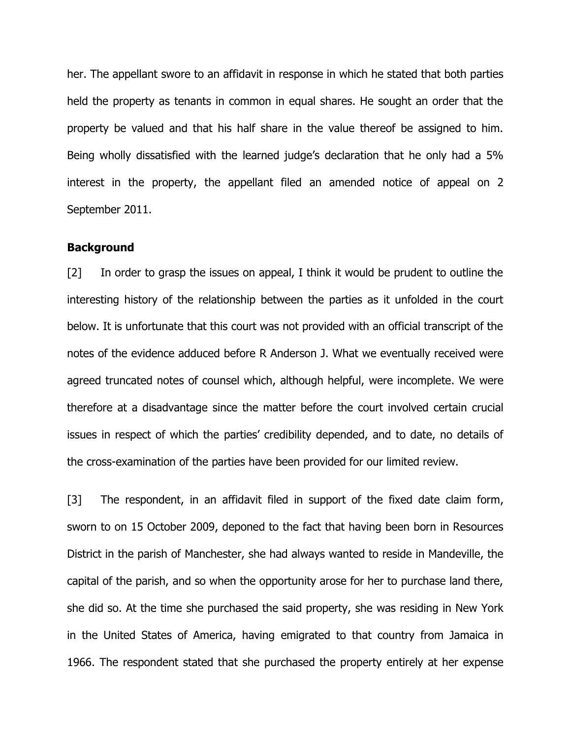her. The appellant swore to an affidavit in response in which he stated that both parties held the property as tenants in common in equal shares. He sought an order that the property be valued and that his half share in the value thereof be assigned to him. Being wholly dissatisfied with the learned judge's declaration that he only had a 5% interest in the property, the appellant filed an amended notice of appeal on 2 September 2011.

**Background**

[2] In order to grasp the issues on appeal, I think it would be prudent to outline the interesting history of the relationship between the parties as it unfolded in the court below. It is unfortunate that this court was not provided with an official transcript of the notes of the evidence adduced before R Anderson J. What we eventually received were agreed truncated notes of counsel which, although helpful, were incomplete. We were therefore at a disadvantage since the matter before the court involved certain crucial issues in respect of which the parties' credibility depended, and to date, no details of the cross-examination of the parties have been provided for our limited review.

[3] The respondent, in an affidavit filed in support of the fixed date claim form, sworn to on 15 October 2009, deponed to the fact that having been born in Resources District in the parish of Manchester, she had always wanted to reside in Mandeville, the capital of the parish, and so when the opportunity arose for her to purchase land there, she did so. At the time she purchased the said property, she was residing in New York in the United States of America, having emigrated to that country from Jamaica in 1966. The respondent stated that she purchased the property entirely at her expense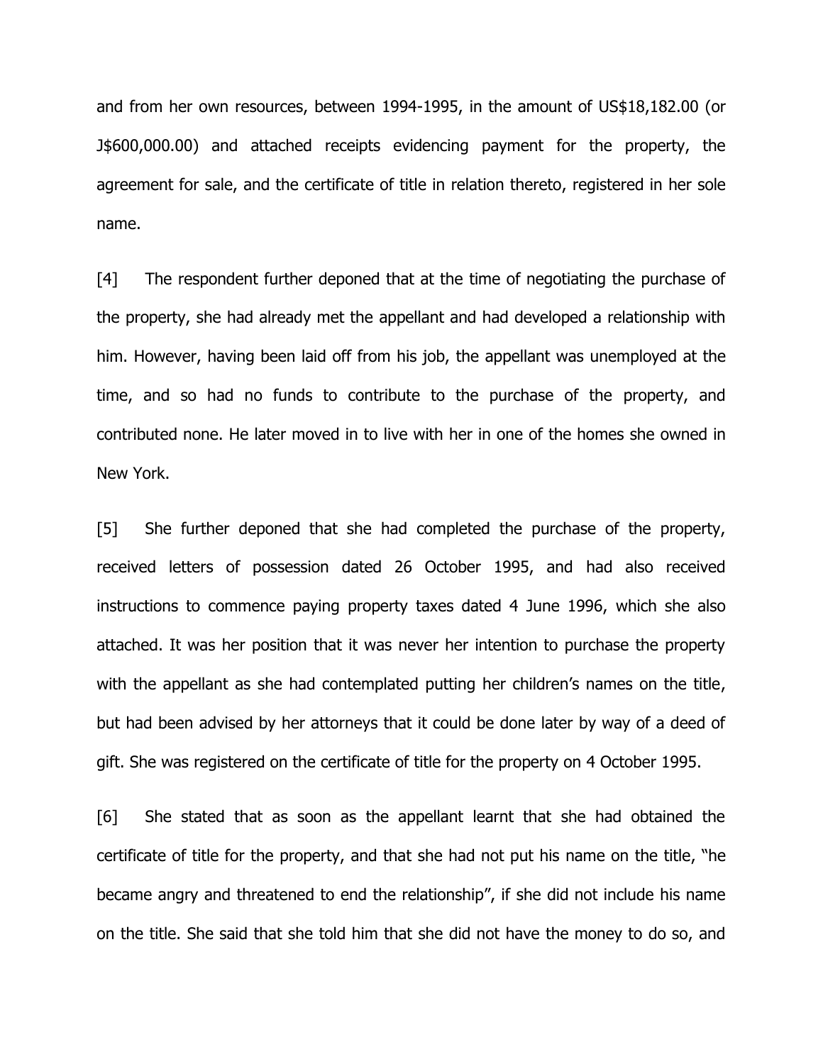and from her own resources, between 1994-1995, in the amount of US$18,182.00 (or J$600,000.00) and attached receipts evidencing payment for the property, the agreement for sale, and the certificate of title in relation thereto, registered in her sole name.

[4] The respondent further deponed that at the time of negotiating the purchase of the property, she had already met the appellant and had developed a relationship with him. However, having been laid off from his job, the appellant was unemployed at the time, and so had no funds to contribute to the purchase of the property, and contributed none. He later moved in to live with her in one of the homes she owned in New York.

[5] She further deponed that she had completed the purchase of the property, received letters of possession dated 26 October 1995, and had also received instructions to commence paying property taxes dated 4 June 1996, which she also attached. It was her position that it was never her intention to purchase the property with the appellant as she had contemplated putting her children's names on the title, but had been advised by her attorneys that it could be done later by way of a deed of gift. She was registered on the certificate of title for the property on 4 October 1995.

[6] She stated that as soon as the appellant learnt that she had obtained the certificate of title for the property, and that she had not put his name on the title, "he became angry and threatened to end the relationship", if she did not include his name on the title. She said that she told him that she did not have the money to do so, and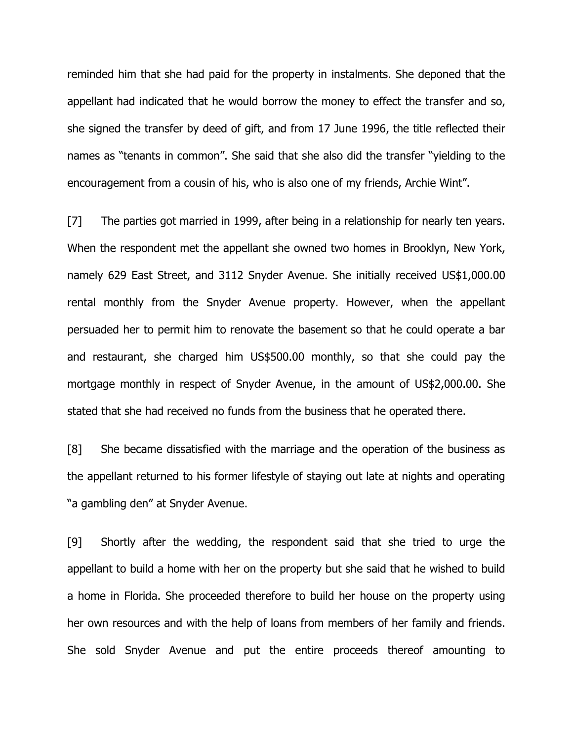reminded him that she had paid for the property in instalments. She deponed that the appellant had indicated that he would borrow the money to effect the transfer and so, she signed the transfer by deed of gift, and from 17 June 1996, the title reflected their names as "tenants in common". She said that she also did the transfer "yielding to the encouragement from a cousin of his, who is also one of my friends, Archie Wint".

[7] The parties got married in 1999, after being in a relationship for nearly ten years. When the respondent met the appellant she owned two homes in Brooklyn, New York, namely 629 East Street, and 3112 Snyder Avenue. She initially received US$1,000.00 rental monthly from the Snyder Avenue property. However, when the appellant persuaded her to permit him to renovate the basement so that he could operate a bar and restaurant, she charged him US$500.00 monthly, so that she could pay the mortgage monthly in respect of Snyder Avenue, in the amount of US$2,000.00. She stated that she had received no funds from the business that he operated there.

[8] She became dissatisfied with the marriage and the operation of the business as the appellant returned to his former lifestyle of staying out late at nights and operating "a gambling den" at Snyder Avenue.

[9] Shortly after the wedding, the respondent said that she tried to urge the appellant to build a home with her on the property but she said that he wished to build a home in Florida. She proceeded therefore to build her house on the property using her own resources and with the help of loans from members of her family and friends. She sold Snyder Avenue and put the entire proceeds thereof amounting to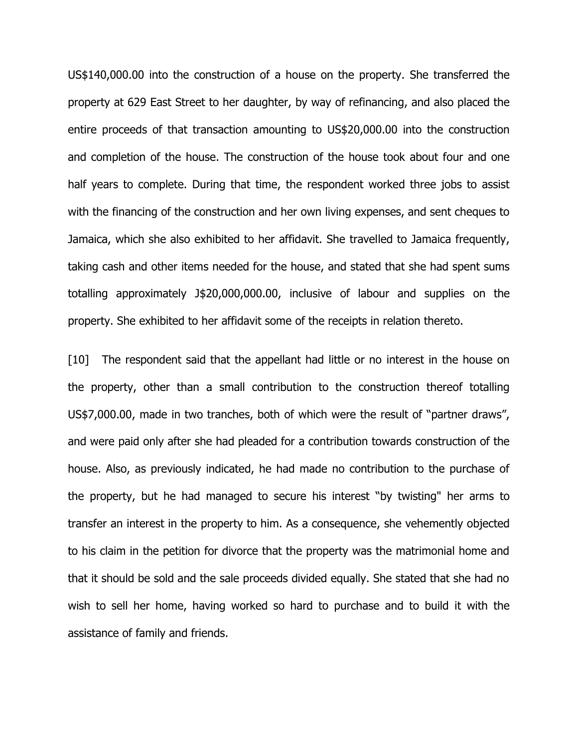US$140,000.00 into the construction of a house on the property. She transferred the property at 629 East Street to her daughter, by way of refinancing, and also placed the entire proceeds of that transaction amounting to US$20,000.00 into the construction and completion of the house. The construction of the house took about four and one half years to complete. During that time, the respondent worked three jobs to assist with the financing of the construction and her own living expenses, and sent cheques to Jamaica, which she also exhibited to her affidavit. She travelled to Jamaica frequently, taking cash and other items needed for the house, and stated that she had spent sums totalling approximately J$20,000,000.00, inclusive of labour and supplies on the property. She exhibited to her affidavit some of the receipts in relation thereto.

[10] The respondent said that the appellant had little or no interest in the house on the property, other than a small contribution to the construction thereof totalling US$7,000.00, made in two tranches, both of which were the result of "partner draws", and were paid only after she had pleaded for a contribution towards construction of the house. Also, as previously indicated, he had made no contribution to the purchase of the property, but he had managed to secure his interest "by twisting" her arms to transfer an interest in the property to him. As a consequence, she vehemently objected to his claim in the petition for divorce that the property was the matrimonial home and that it should be sold and the sale proceeds divided equally. She stated that she had no wish to sell her home, having worked so hard to purchase and to build it with the assistance of family and friends.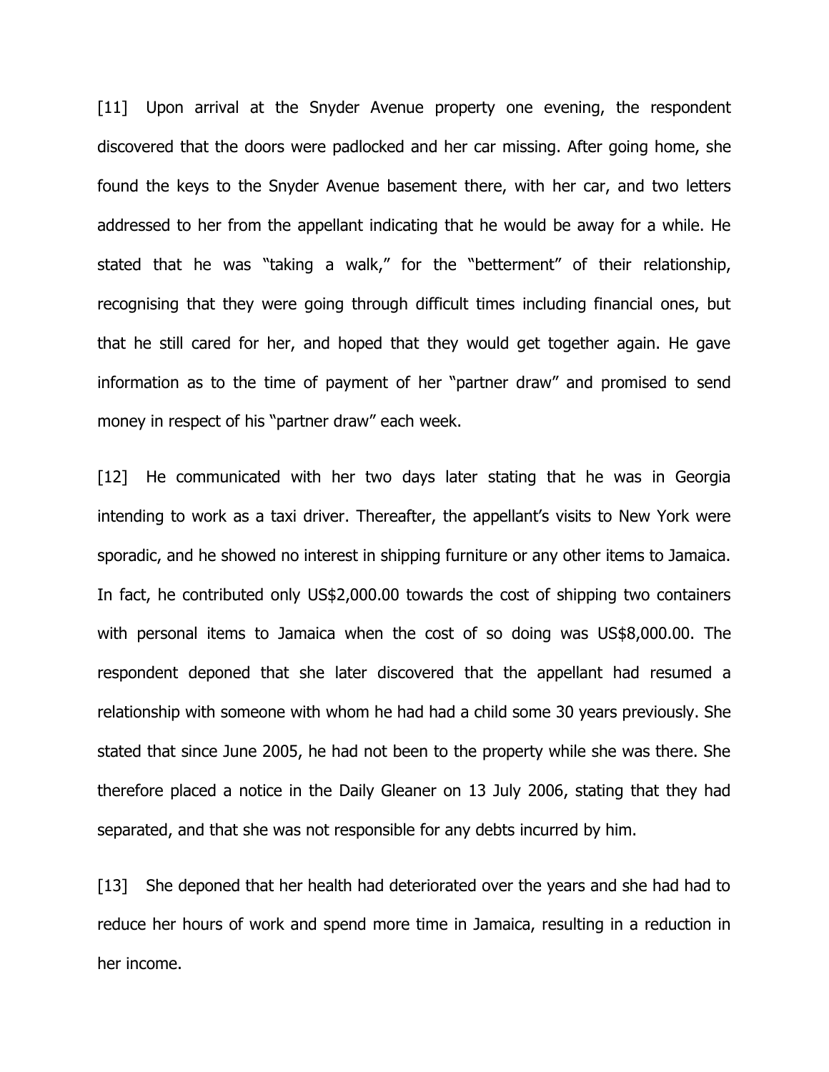[11] Upon arrival at the Snyder Avenue property one evening, the respondent discovered that the doors were padlocked and her car missing. After going home, she found the keys to the Snyder Avenue basement there, with her car, and two letters addressed to her from the appellant indicating that he would be away for a while. He stated that he was "taking a walk," for the "betterment" of their relationship, recognising that they were going through difficult times including financial ones, but that he still cared for her, and hoped that they would get together again. He gave information as to the time of payment of her "partner draw" and promised to send money in respect of his "partner draw" each week.

[12] He communicated with her two days later stating that he was in Georgia intending to work as a taxi driver. Thereafter, the appellant's visits to New York were sporadic, and he showed no interest in shipping furniture or any other items to Jamaica. In fact, he contributed only US$2,000.00 towards the cost of shipping two containers with personal items to Jamaica when the cost of so doing was US$8,000.00. The respondent deponed that she later discovered that the appellant had resumed a relationship with someone with whom he had had a child some 30 years previously. She stated that since June 2005, he had not been to the property while she was there. She therefore placed a notice in the Daily Gleaner on 13 July 2006, stating that they had separated, and that she was not responsible for any debts incurred by him.

[13] She deponed that her health had deteriorated over the years and she had had to reduce her hours of work and spend more time in Jamaica, resulting in a reduction in her income.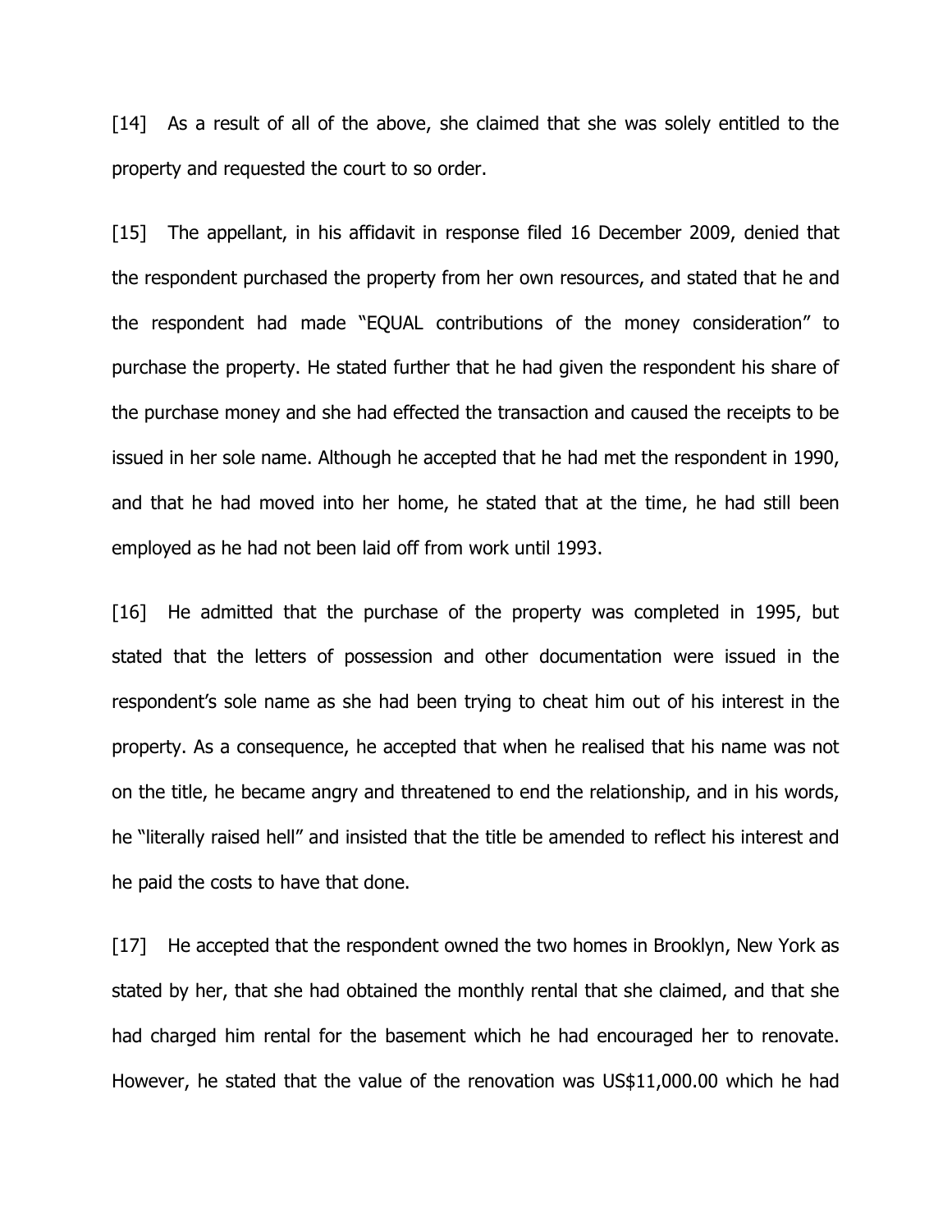[14] As a result of all of the above, she claimed that she was solely entitled to the property and requested the court to so order.

[15] The appellant, in his affidavit in response filed 16 December 2009, denied that the respondent purchased the property from her own resources, and stated that he and the respondent had made "EQUAL contributions of the money consideration" to purchase the property. He stated further that he had given the respondent his share of the purchase money and she had effected the transaction and caused the receipts to be issued in her sole name. Although he accepted that he had met the respondent in 1990, and that he had moved into her home, he stated that at the time, he had still been employed as he had not been laid off from work until 1993.

[16] He admitted that the purchase of the property was completed in 1995, but stated that the letters of possession and other documentation were issued in the respondent's sole name as she had been trying to cheat him out of his interest in the property. As a consequence, he accepted that when he realised that his name was not on the title, he became angry and threatened to end the relationship, and in his words, he "literally raised hell" and insisted that the title be amended to reflect his interest and he paid the costs to have that done.

[17] He accepted that the respondent owned the two homes in Brooklyn, New York as stated by her, that she had obtained the monthly rental that she claimed, and that she had charged him rental for the basement which he had encouraged her to renovate. However, he stated that the value of the renovation was US$11,000.00 which he had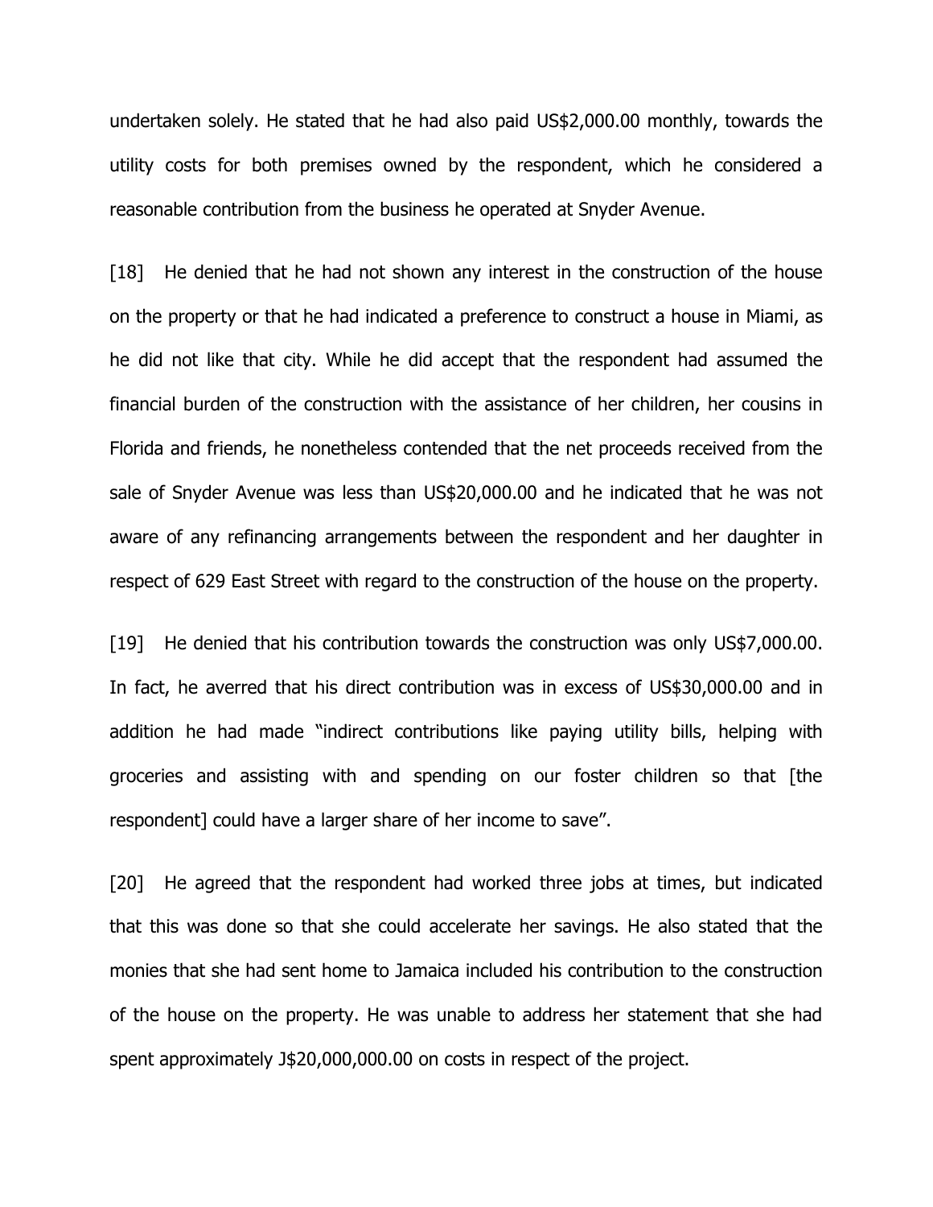undertaken solely. He stated that he had also paid US$2,000.00 monthly, towards the utility costs for both premises owned by the respondent, which he considered a reasonable contribution from the business he operated at Snyder Avenue.

[18] He denied that he had not shown any interest in the construction of the house on the property or that he had indicated a preference to construct a house in Miami, as he did not like that city. While he did accept that the respondent had assumed the financial burden of the construction with the assistance of her children, her cousins in Florida and friends, he nonetheless contended that the net proceeds received from the sale of Snyder Avenue was less than US$20,000.00 and he indicated that he was not aware of any refinancing arrangements between the respondent and her daughter in respect of 629 East Street with regard to the construction of the house on the property.

[19] He denied that his contribution towards the construction was only US$7,000.00. In fact, he averred that his direct contribution was in excess of US$30,000.00 and in addition he had made "indirect contributions like paying utility bills, helping with groceries and assisting with and spending on our foster children so that [the respondent] could have a larger share of her income to save".

[20] He agreed that the respondent had worked three jobs at times, but indicated that this was done so that she could accelerate her savings. He also stated that the monies that she had sent home to Jamaica included his contribution to the construction of the house on the property. He was unable to address her statement that she had spent approximately J$20,000,000.00 on costs in respect of the project.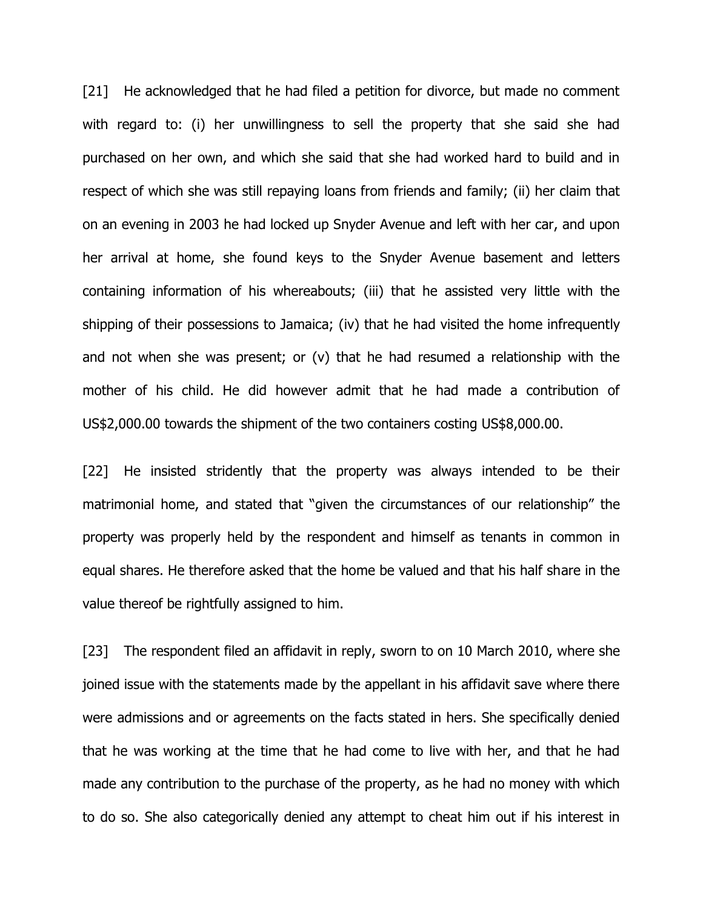[21] He acknowledged that he had filed a petition for divorce, but made no comment with regard to: (i) her unwillingness to sell the property that she said she had purchased on her own, and which she said that she had worked hard to build and in respect of which she was still repaying loans from friends and family; (ii) her claim that on an evening in 2003 he had locked up Snyder Avenue and left with her car, and upon her arrival at home, she found keys to the Snyder Avenue basement and letters containing information of his whereabouts; (iii) that he assisted very little with the shipping of their possessions to Jamaica; (iv) that he had visited the home infrequently and not when she was present; or (v) that he had resumed a relationship with the mother of his child. He did however admit that he had made a contribution of US$2,000.00 towards the shipment of the two containers costing US$8,000.00.

[22] He insisted stridently that the property was always intended to be their matrimonial home, and stated that "given the circumstances of our relationship" the property was properly held by the respondent and himself as tenants in common in equal shares. He therefore asked that the home be valued and that his half share in the value thereof be rightfully assigned to him.

[23] The respondent filed an affidavit in reply, sworn to on 10 March 2010, where she joined issue with the statements made by the appellant in his affidavit save where there were admissions and or agreements on the facts stated in hers. She specifically denied that he was working at the time that he had come to live with her, and that he had made any contribution to the purchase of the property, as he had no money with which to do so. She also categorically denied any attempt to cheat him out if his interest in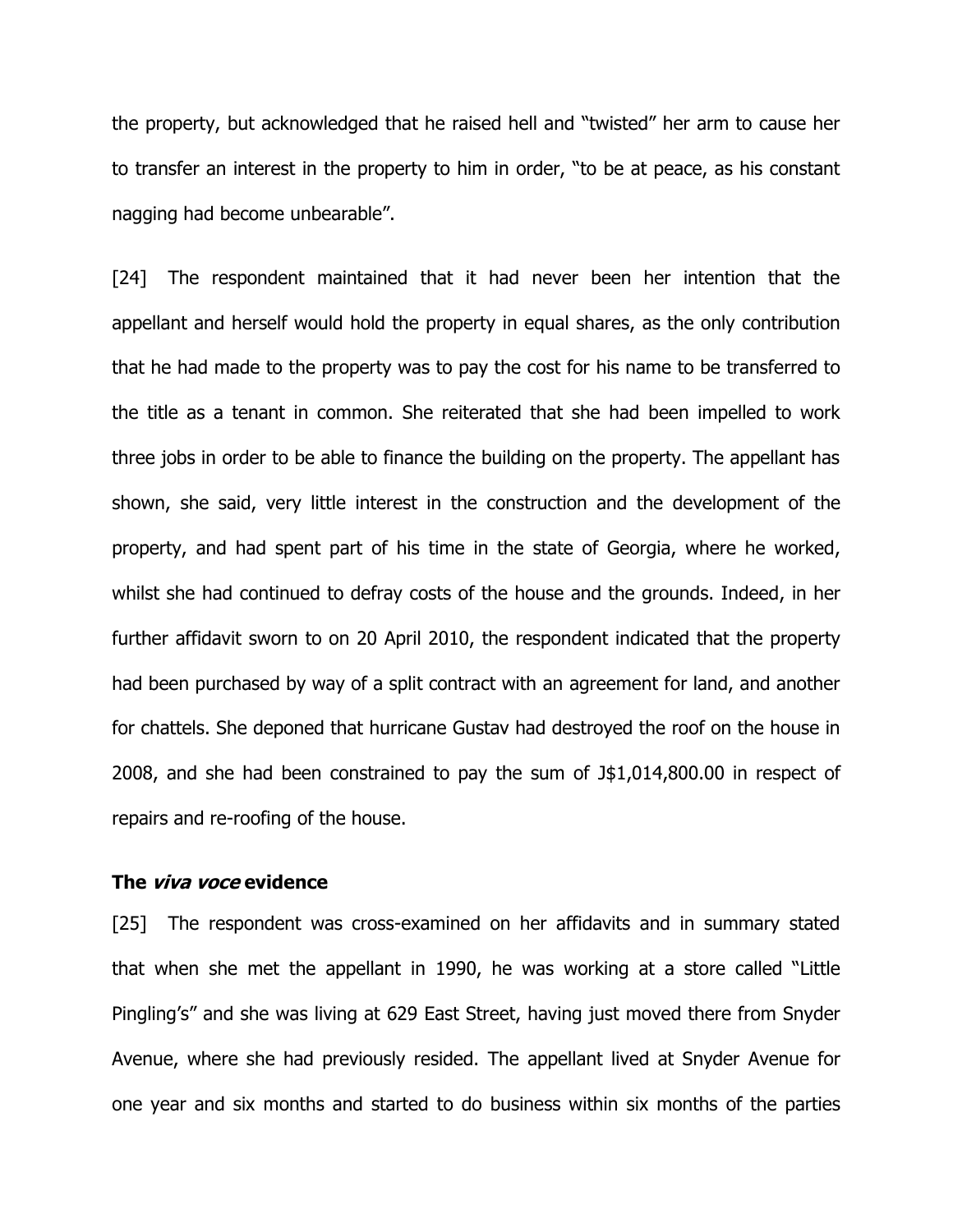the property, but acknowledged that he raised hell and "twisted" her arm to cause her to transfer an interest in the property to him in order, "to be at peace, as his constant nagging had become unbearable".

[24] The respondent maintained that it had never been her intention that the appellant and herself would hold the property in equal shares, as the only contribution that he had made to the property was to pay the cost for his name to be transferred to the title as a tenant in common. She reiterated that she had been impelled to work three jobs in order to be able to finance the building on the property. The appellant has shown, she said, very little interest in the construction and the development of the property, and had spent part of his time in the state of Georgia, where he worked, whilst she had continued to defray costs of the house and the grounds. Indeed, in her further affidavit sworn to on 20 April 2010, the respondent indicated that the property had been purchased by way of a split contract with an agreement for land, and another for chattels. She deponed that hurricane Gustav had destroyed the roof on the house in 2008, and she had been constrained to pay the sum of J$1,014,800.00 in respect of repairs and re-roofing of the house.

### The *viva voce* evidence

[25] The respondent was cross-examined on her affidavits and in summary stated that when she met the appellant in 1990, he was working at a store called "Little Pingling's" and she was living at 629 East Street, having just moved there from Snyder Avenue, where she had previously resided. The appellant lived at Snyder Avenue for one year and six months and started to do business within six months of the parties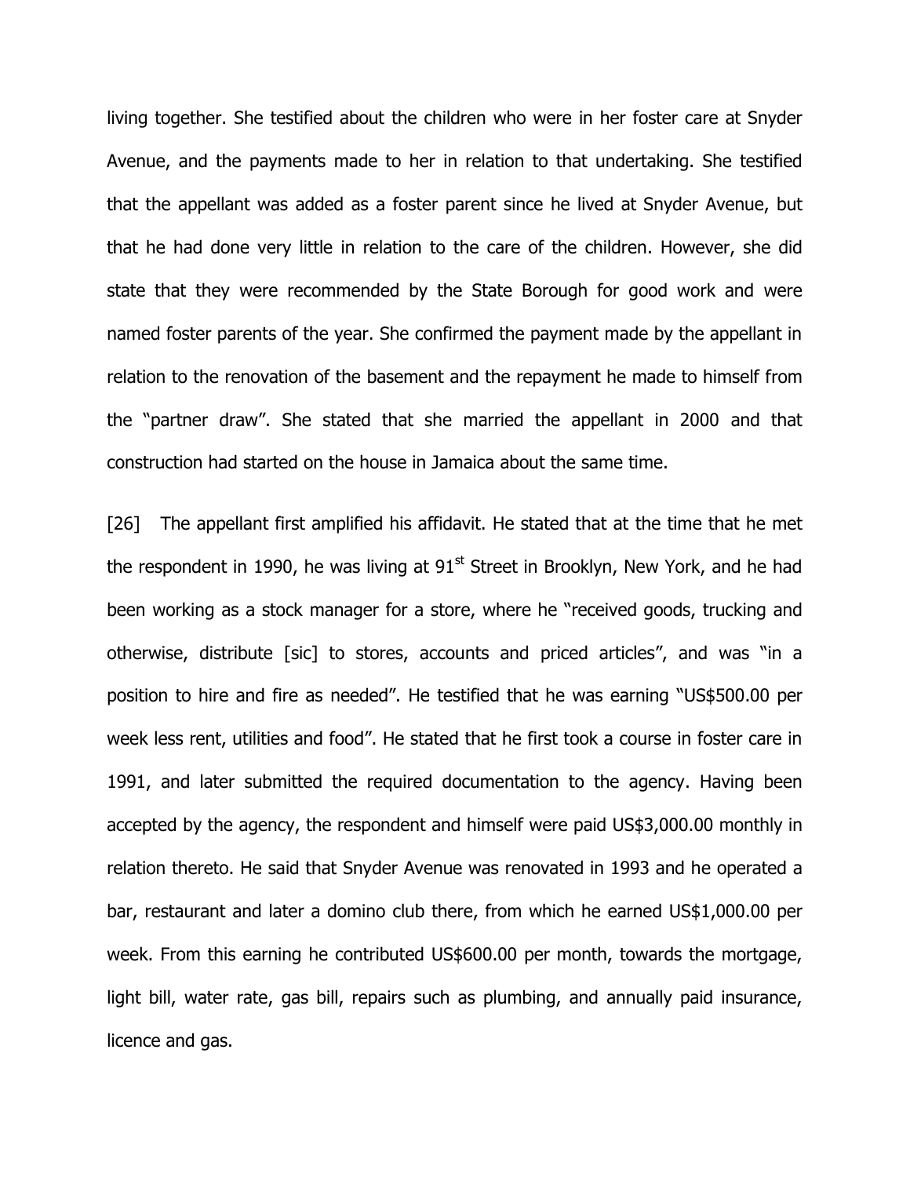living together. She testified about the children who were in her foster care at Snyder Avenue, and the payments made to her in relation to that undertaking. She testified that the appellant was added as a foster parent since he lived at Snyder Avenue, but that he had done very little in relation to the care of the children. However, she did state that they were recommended by the State Borough for good work and were named foster parents of the year. She confirmed the payment made by the appellant in relation to the renovation of the basement and the repayment he made to himself from the "partner draw". She stated that she married the appellant in 2000 and that construction had started on the house in Jamaica about the same time.

[26] The appellant first amplified his affidavit. He stated that at the time that he met the respondent in 1990, he was living at 91st Street in Brooklyn, New York, and he had been working as a stock manager for a store, where he "received goods, trucking and otherwise, distribute [sic] to stores, accounts and priced articles", and was "in a position to hire and fire as needed". He testified that he was earning "US$500.00 per week less rent, utilities and food". He stated that he first took a course in foster care in 1991, and later submitted the required documentation to the agency. Having been accepted by the agency, the respondent and himself were paid US$3,000.00 monthly in relation thereto. He said that Snyder Avenue was renovated in 1993 and he operated a bar, restaurant and later a domino club there, from which he earned US$1,000.00 per week. From this earning he contributed US$600.00 per month, towards the mortgage, light bill, water rate, gas bill, repairs such as plumbing, and annually paid insurance, licence and gas.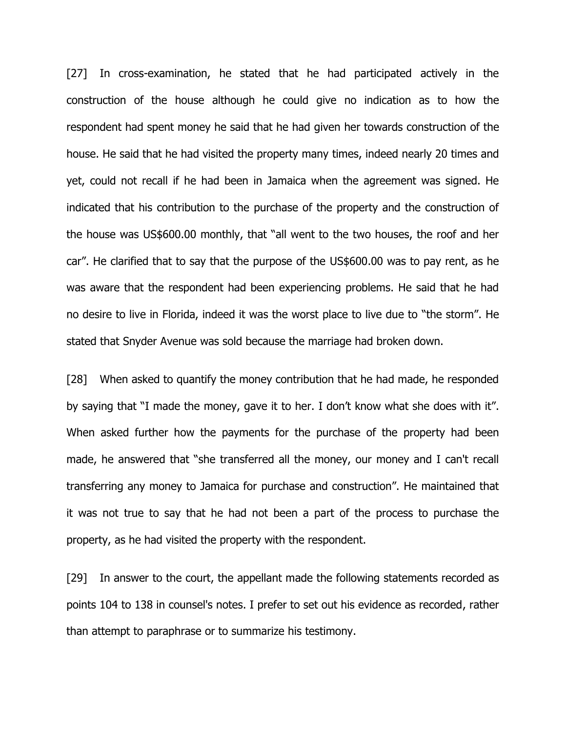[27] In cross-examination, he stated that he had participated actively in the construction of the house although he could give no indication as to how the respondent had spent money he said that he had given her towards construction of the house. He said that he had visited the property many times, indeed nearly 20 times and yet, could not recall if he had been in Jamaica when the agreement was signed. He indicated that his contribution to the purchase of the property and the construction of the house was US$600.00 monthly, that "all went to the two houses, the roof and her car". He clarified that to say that the purpose of the US$600.00 was to pay rent, as he was aware that the respondent had been experiencing problems. He said that he had no desire to live in Florida, indeed it was the worst place to live due to "the storm". He stated that Snyder Avenue was sold because the marriage had broken down.

[28] When asked to quantify the money contribution that he had made, he responded by saying that "I made the money, gave it to her. I don't know what she does with it". When asked further how the payments for the purchase of the property had been made, he answered that "she transferred all the money, our money and I can't recall transferring any money to Jamaica for purchase and construction". He maintained that it was not true to say that he had not been a part of the process to purchase the property, as he had visited the property with the respondent.

[29] In answer to the court, the appellant made the following statements recorded as points 104 to 138 in counsel's notes. I prefer to set out his evidence as recorded, rather than attempt to paraphrase or to summarize his testimony.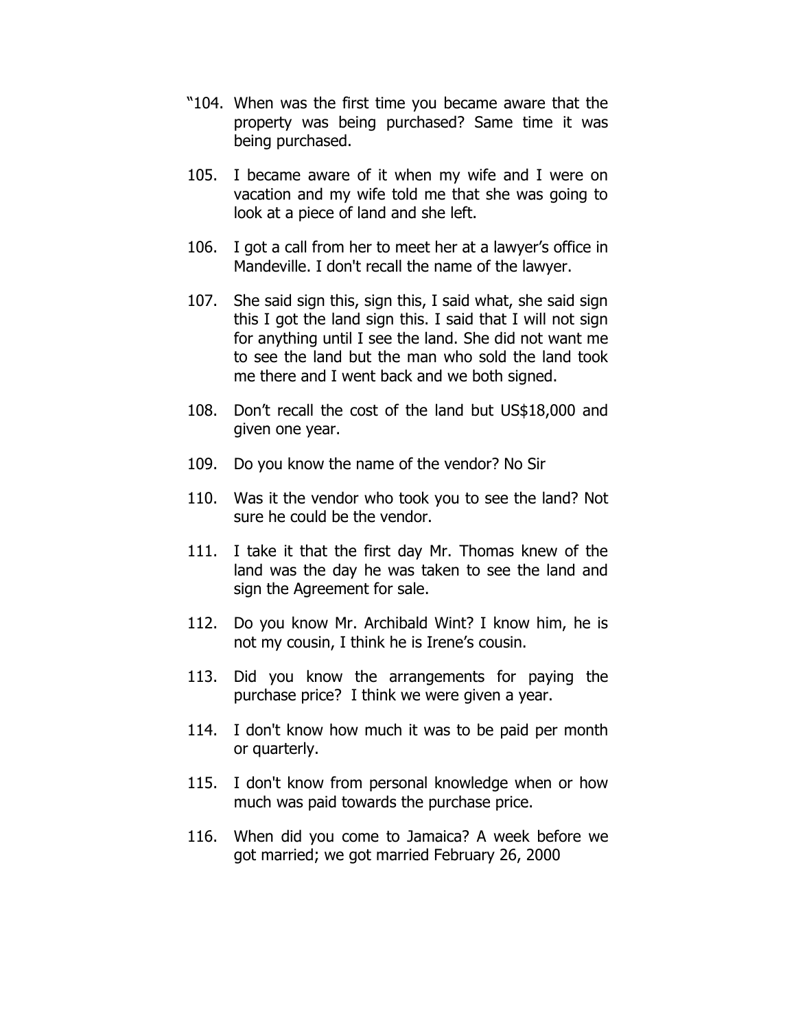"104. When was the first time you became aware that the property was being purchased? Same time it was being purchased.

105. I became aware of it when my wife and I were on vacation and my wife told me that she was going to look at a piece of land and she left.

106. I got a call from her to meet her at a lawyer's office in Mandeville. I don't recall the name of the lawyer.

107. She said sign this, sign this, I said what, she said sign this I got the land sign this. I said that I will not sign for anything until I see the land. She did not want me to see the land but the man who sold the land took me there and I went back and we both signed.

108. Don't recall the cost of the land but US$18,000 and given one year.

109. Do you know the name of the vendor? No Sir

110. Was it the vendor who took you to see the land? Not sure he could be the vendor.

111. I take it that the first day Mr. Thomas knew of the land was the day he was taken to see the land and sign the Agreement for sale.

112. Do you know Mr. Archibald Wint? I know him, he is not my cousin, I think he is Irene's cousin.

113. Did you know the arrangements for paying the purchase price? I think we were given a year.

114. I don't know how much it was to be paid per month or quarterly.

115. I don't know from personal knowledge when or how much was paid towards the purchase price.

116. When did you come to Jamaica? A week before we got married; we got married February 26, 2000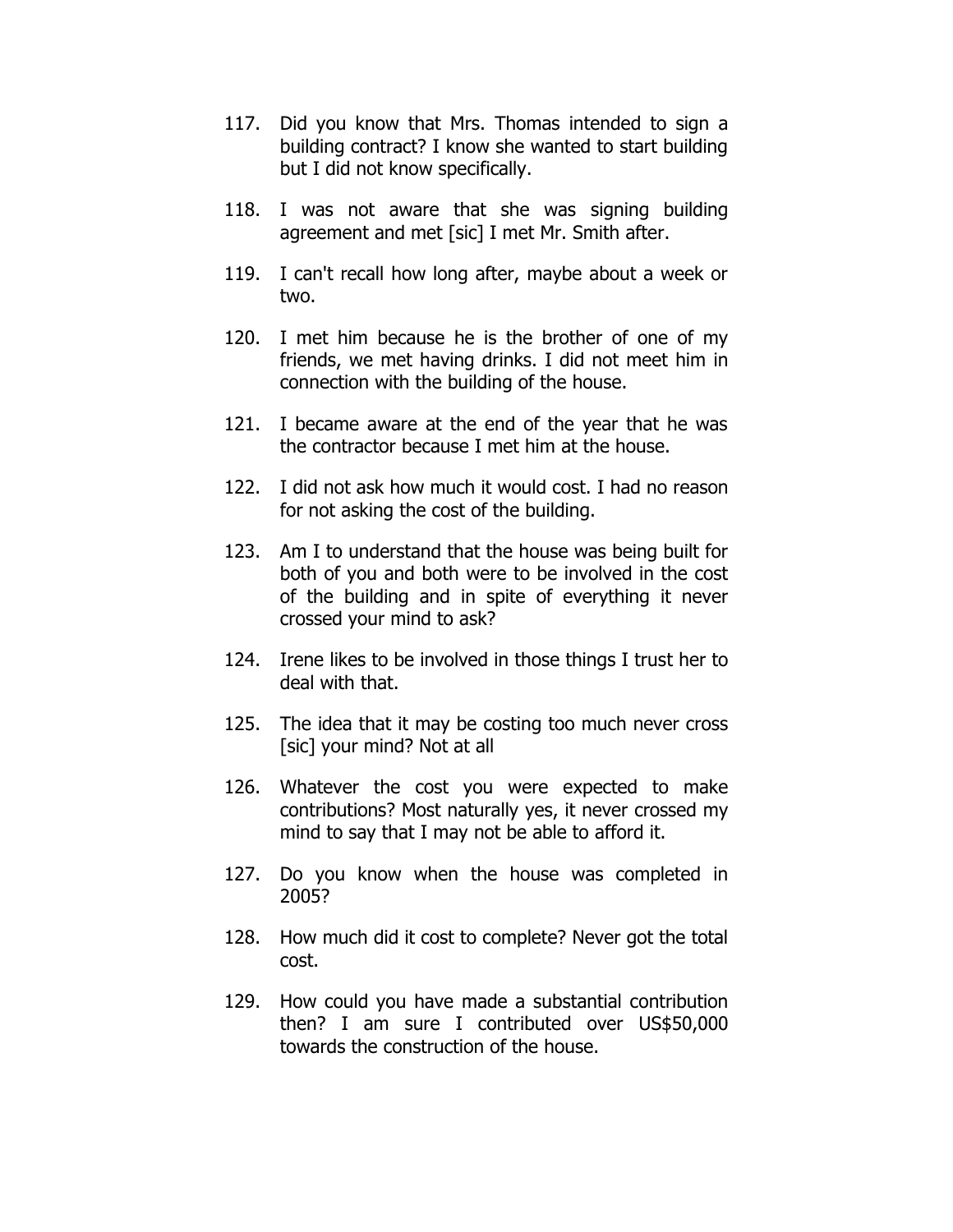117. Did you know that Mrs. Thomas intended to sign a building contract? I know she wanted to start building but I did not know specifically.

118. I was not aware that she was signing building agreement and met [sic] I met Mr. Smith after.

119. I can't recall how long after, maybe about a week or two.

120. I met him because he is the brother of one of my friends, we met having drinks. I did not meet him in connection with the building of the house.

121. I became aware at the end of the year that he was the contractor because I met him at the house.

122. I did not ask how much it would cost. I had no reason for not asking the cost of the building.

123. Am I to understand that the house was being built for both of you and both were to be involved in the cost of the building and in spite of everything it never crossed your mind to ask?

124. Irene likes to be involved in those things I trust her to deal with that.

125. The idea that it may be costing too much never cross [sic] your mind? Not at all

126. Whatever the cost you were expected to make contributions? Most naturally yes, it never crossed my mind to say that I may not be able to afford it.

127. Do you know when the house was completed in 2005?

128. How much did it cost to complete? Never got the total cost.

129. How could you have made a substantial contribution then? I am sure I contributed over US$50,000 towards the construction of the house.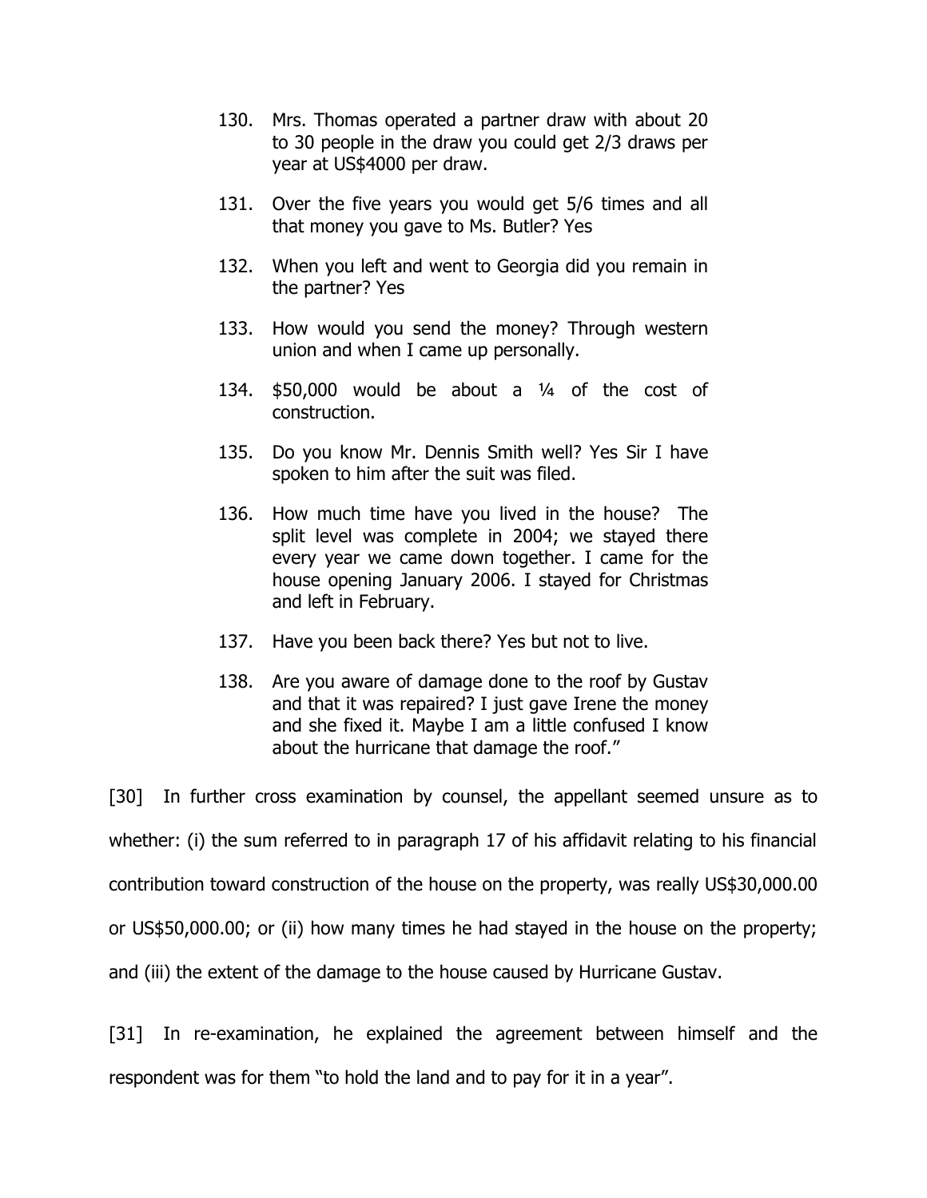130. Mrs. Thomas operated a partner draw with about 20 to 30 people in the draw you could get 2/3 draws per year at US$4000 per draw.

131. Over the five years you would get 5/6 times and all that money you gave to Ms. Butler? Yes

132. When you left and went to Georgia did you remain in the partner? Yes

133. How would you send the money? Through western union and when I came up personally.

134. $50,000 would be about a ¼ of the cost of construction.

135. Do you know Mr. Dennis Smith well? Yes Sir I have spoken to him after the suit was filed.

136. How much time have you lived in the house? The split level was complete in 2004; we stayed there every year we came down together. I came for the house opening January 2006. I stayed for Christmas and left in February.

137. Have you been back there? Yes but not to live.

138. Are you aware of damage done to the roof by Gustav and that it was repaired? I just gave Irene the money and she fixed it. Maybe I am a little confused I know about the hurricane that damage the roof."

[30] In further cross examination by counsel, the appellant seemed unsure as to whether: (i) the sum referred to in paragraph 17 of his affidavit relating to his financial contribution toward construction of the house on the property, was really US$30,000.00 or US$50,000.00; or (ii) how many times he had stayed in the house on the property; and (iii) the extent of the damage to the house caused by Hurricane Gustav.

[31] In re-examination, he explained the agreement between himself and the respondent was for them "to hold the land and to pay for it in a year".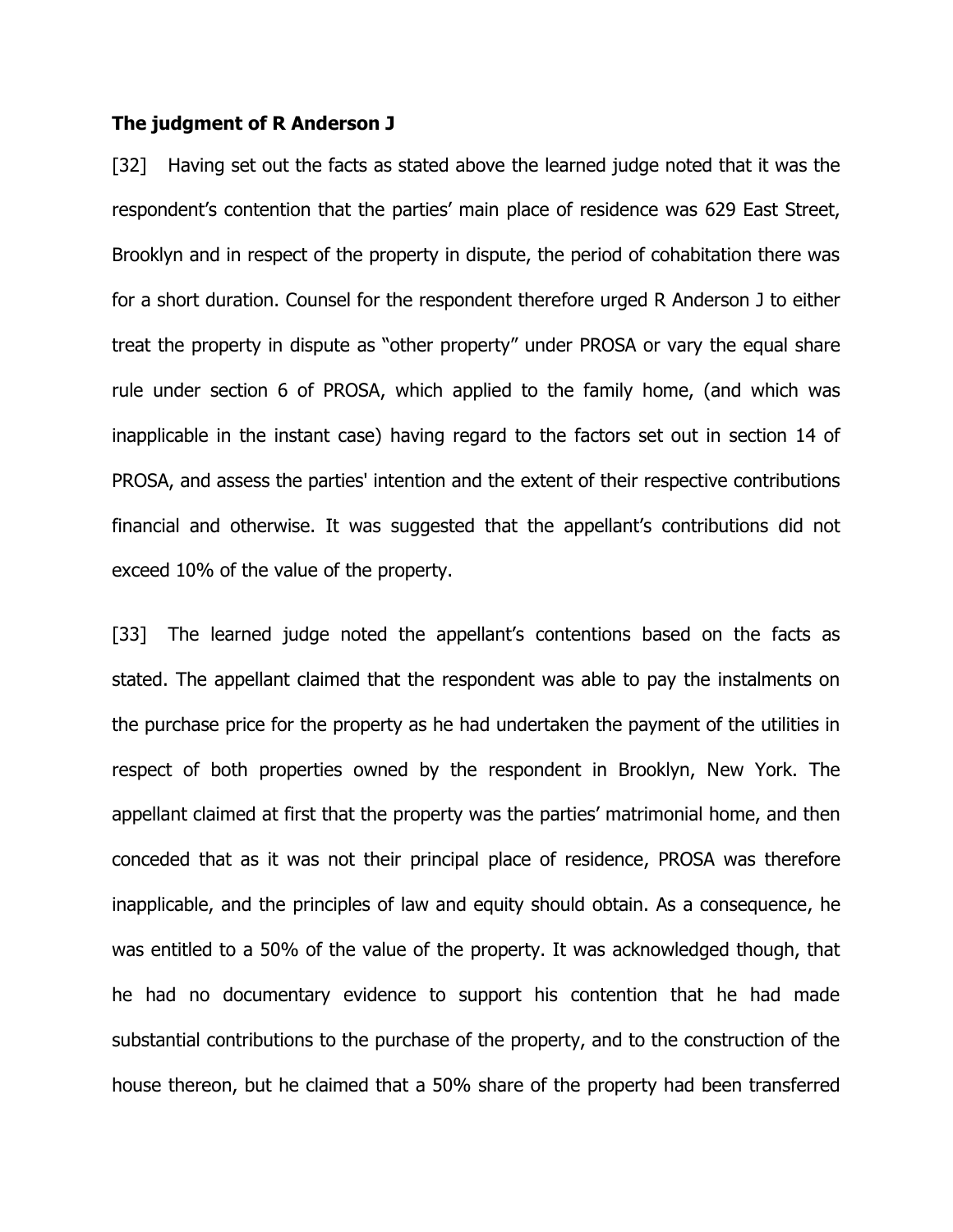**The judgment of R Anderson J**

[32] Having set out the facts as stated above the learned judge noted that it was the respondent's contention that the parties' main place of residence was 629 East Street, Brooklyn and in respect of the property in dispute, the period of cohabitation there was for a short duration. Counsel for the respondent therefore urged R Anderson J to either treat the property in dispute as "other property" under PROSA or vary the equal share rule under section 6 of PROSA, which applied to the family home, (and which was inapplicable in the instant case) having regard to the factors set out in section 14 of PROSA, and assess the parties' intention and the extent of their respective contributions financial and otherwise. It was suggested that the appellant's contributions did not exceed 10% of the value of the property.

[33] The learned judge noted the appellant's contentions based on the facts as stated. The appellant claimed that the respondent was able to pay the instalments on the purchase price for the property as he had undertaken the payment of the utilities in respect of both properties owned by the respondent in Brooklyn, New York. The appellant claimed at first that the property was the parties' matrimonial home, and then conceded that as it was not their principal place of residence, PROSA was therefore inapplicable, and the principles of law and equity should obtain. As a consequence, he was entitled to a 50% of the value of the property. It was acknowledged though, that he had no documentary evidence to support his contention that he had made substantial contributions to the purchase of the property, and to the construction of the house thereon, but he claimed that a 50% share of the property had been transferred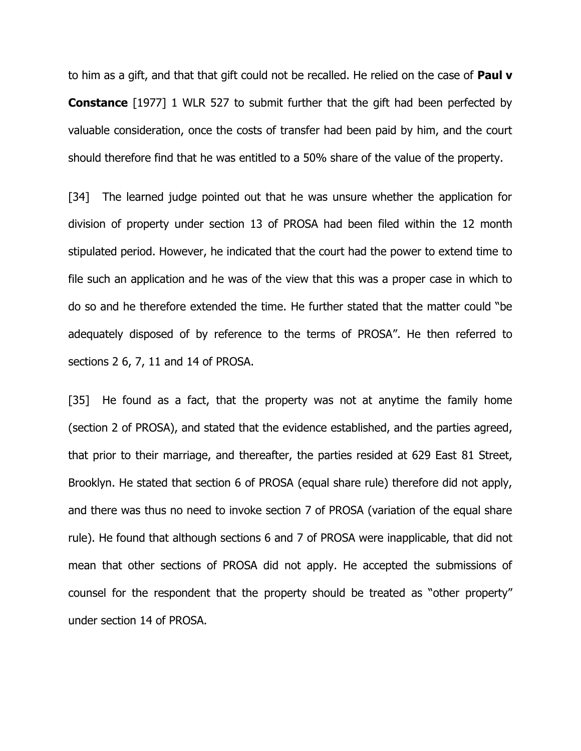to him as a gift, and that that gift could not be recalled. He relied on the case of **Paul v Constance** [1977] 1 WLR 527 to submit further that the gift had been perfected by valuable consideration, once the costs of transfer had been paid by him, and the court should therefore find that he was entitled to a 50% share of the value of the property.

[34] The learned judge pointed out that he was unsure whether the application for division of property under section 13 of PROSA had been filed within the 12 month stipulated period. However, he indicated that the court had the power to extend time to file such an application and he was of the view that this was a proper case in which to do so and he therefore extended the time. He further stated that the matter could "be adequately disposed of by reference to the terms of PROSA". He then referred to sections 2 6, 7, 11 and 14 of PROSA.

[35] He found as a fact, that the property was not at anytime the family home (section 2 of PROSA), and stated that the evidence established, and the parties agreed, that prior to their marriage, and thereafter, the parties resided at 629 East 81 Street, Brooklyn. He stated that section 6 of PROSA (equal share rule) therefore did not apply, and there was thus no need to invoke section 7 of PROSA (variation of the equal share rule). He found that although sections 6 and 7 of PROSA were inapplicable, that did not mean that other sections of PROSA did not apply. He accepted the submissions of counsel for the respondent that the property should be treated as "other property" under section 14 of PROSA.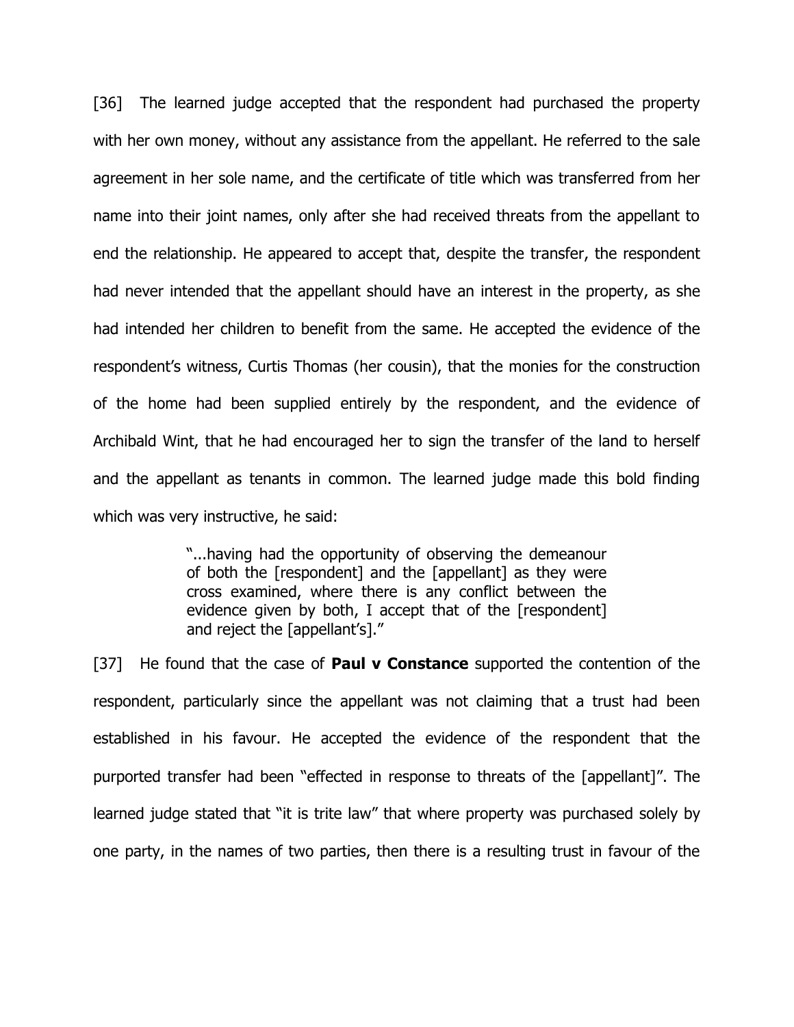[36] The learned judge accepted that the respondent had purchased the property with her own money, without any assistance from the appellant. He referred to the sale agreement in her sole name, and the certificate of title which was transferred from her name into their joint names, only after she had received threats from the appellant to end the relationship. He appeared to accept that, despite the transfer, the respondent had never intended that the appellant should have an interest in the property, as she had intended her children to benefit from the same. He accepted the evidence of the respondent's witness, Curtis Thomas (her cousin), that the monies for the construction of the home had been supplied entirely by the respondent, and the evidence of Archibald Wint, that he had encouraged her to sign the transfer of the land to herself and the appellant as tenants in common. The learned judge made this bold finding which was very instructive, he said:

> "...having had the opportunity of observing the demeanour of both the [respondent] and the [appellant] as they were cross examined, where there is any conflict between the evidence given by both, I accept that of the [respondent] and reject the [appellant's]."

[37] He found that the case of **Paul v Constance** supported the contention of the respondent, particularly since the appellant was not claiming that a trust had been established in his favour. He accepted the evidence of the respondent that the purported transfer had been "effected in response to threats of the [appellant]". The learned judge stated that "it is trite law" that where property was purchased solely by one party, in the names of two parties, then there is a resulting trust in favour of the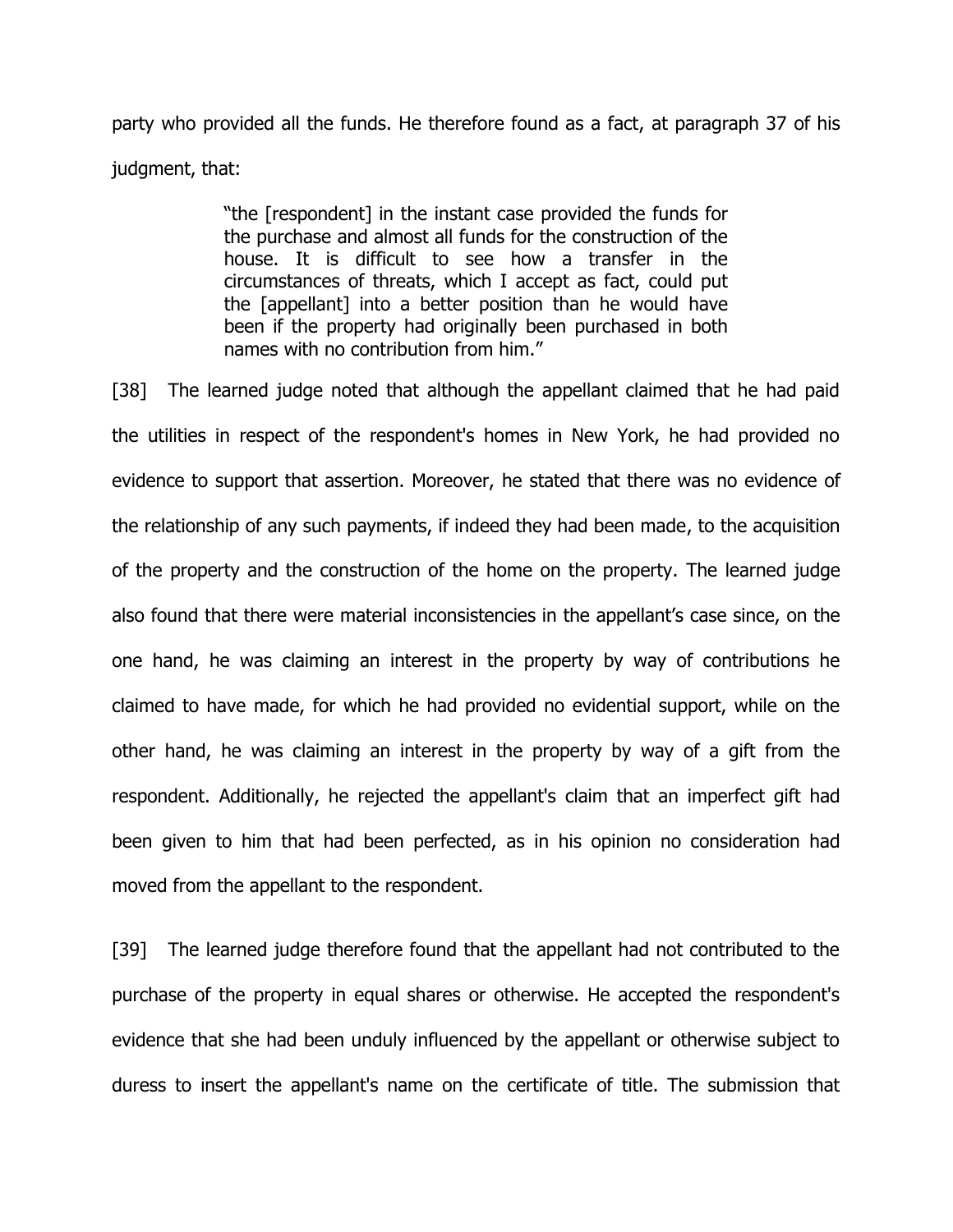party who provided all the funds. He therefore found as a fact, at paragraph 37 of his judgment, that:

> "the [respondent] in the instant case provided the funds for the purchase and almost all funds for the construction of the house. It is difficult to see how a transfer in the circumstances of threats, which I accept as fact, could put the [appellant] into a better position than he would have been if the property had originally been purchased in both names with no contribution from him."

[38] The learned judge noted that although the appellant claimed that he had paid the utilities in respect of the respondent's homes in New York, he had provided no evidence to support that assertion. Moreover, he stated that there was no evidence of the relationship of any such payments, if indeed they had been made, to the acquisition of the property and the construction of the home on the property. The learned judge also found that there were material inconsistencies in the appellant's case since, on the one hand, he was claiming an interest in the property by way of contributions he claimed to have made, for which he had provided no evidential support, while on the other hand, he was claiming an interest in the property by way of a gift from the respondent. Additionally, he rejected the appellant's claim that an imperfect gift had been given to him that had been perfected, as in his opinion no consideration had moved from the appellant to the respondent.

[39] The learned judge therefore found that the appellant had not contributed to the purchase of the property in equal shares or otherwise. He accepted the respondent's evidence that she had been unduly influenced by the appellant or otherwise subject to duress to insert the appellant's name on the certificate of title. The submission that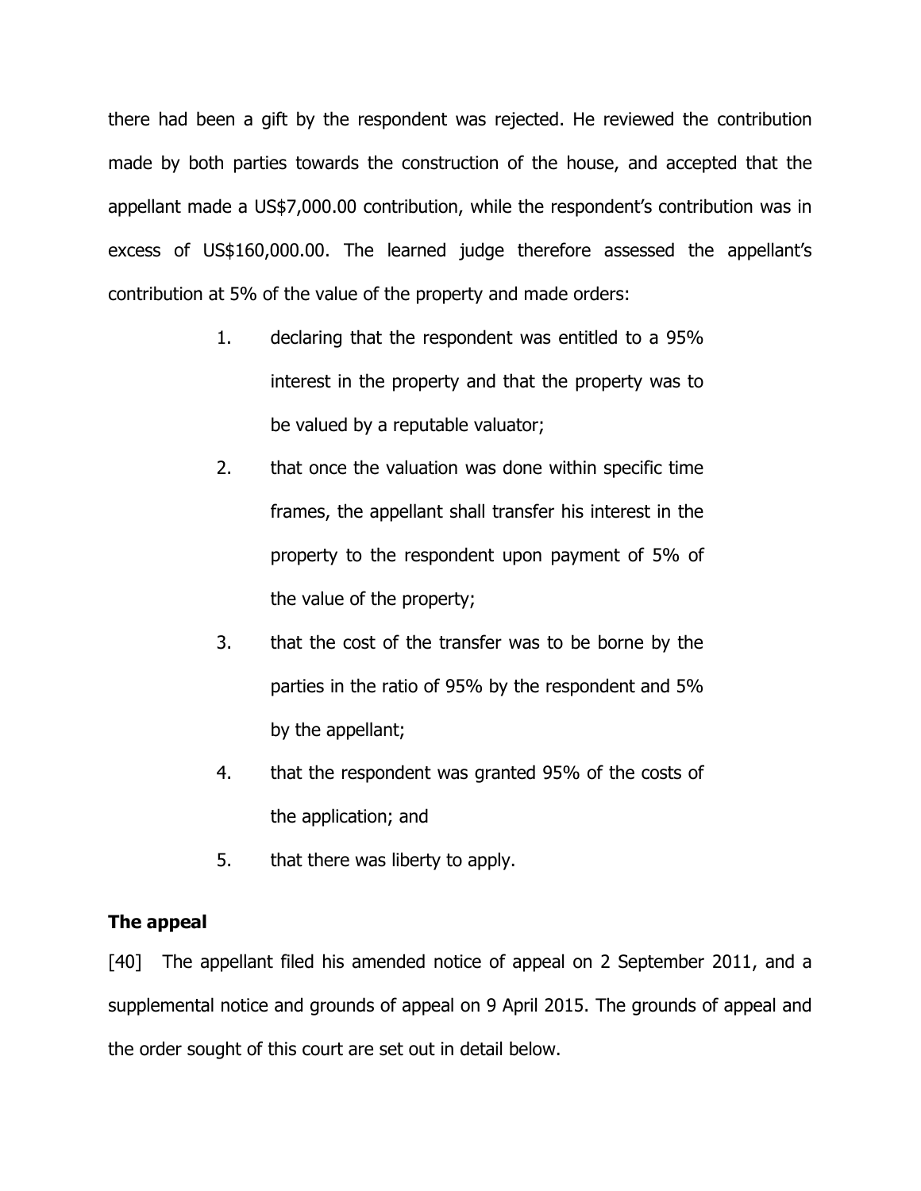there had been a gift by the respondent was rejected. He reviewed the contribution made by both parties towards the construction of the house, and accepted that the appellant made a US$7,000.00 contribution, while the respondent's contribution was in excess of US$160,000.00. The learned judge therefore assessed the appellant's contribution at 5% of the value of the property and made orders:

1. declaring that the respondent was entitled to a 95% interest in the property and that the property was to be valued by a reputable valuator;
2. that once the valuation was done within specific time frames, the appellant shall transfer his interest in the property to the respondent upon payment of 5% of the value of the property;
3. that the cost of the transfer was to be borne by the parties in the ratio of 95% by the respondent and 5% by the appellant;
4. that the respondent was granted 95% of the costs of the application; and
5. that there was liberty to apply.

**The appeal**

[40] The appellant filed his amended notice of appeal on 2 September 2011, and a supplemental notice and grounds of appeal on 9 April 2015. The grounds of appeal and the order sought of this court are set out in detail below.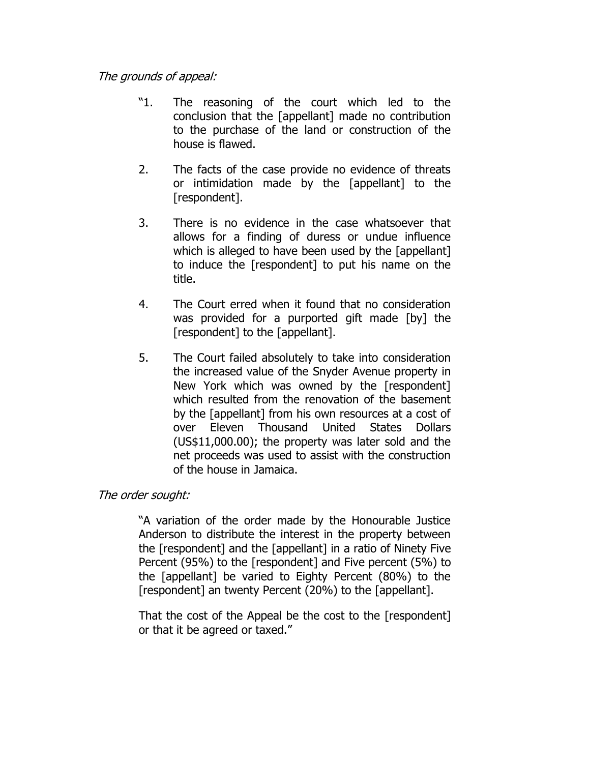*The grounds of appeal:*

> "1. The reasoning of the court which led to the conclusion that the [appellant] made no contribution to the purchase of the land or construction of the house is flawed.
>
> 2. The facts of the case provide no evidence of threats or intimidation made by the [appellant] to the [respondent].
>
> 3. There is no evidence in the case whatsoever that allows for a finding of duress or undue influence which is alleged to have been used by the [appellant] to induce the [respondent] to put his name on the title.
>
> 4. The Court erred when it found that no consideration was provided for a purported gift made [by] the [respondent] to the [appellant].
>
> 5. The Court failed absolutely to take into consideration the increased value of the Snyder Avenue property in New York which was owned by the [respondent] which resulted from the renovation of the basement by the [appellant] from his own resources at a cost of over Eleven Thousand United States Dollars (US$11,000.00); the property was later sold and the net proceeds was used to assist with the construction of the house in Jamaica.

*The order sought:*

> "A variation of the order made by the Honourable Justice Anderson to distribute the interest in the property between the [respondent] and the [appellant] in a ratio of Ninety Five Percent (95%) to the [respondent] and Five percent (5%) to the [appellant] be varied to Eighty Percent (80%) to the [respondent] an twenty Percent (20%) to the [appellant].
>
> That the cost of the Appeal be the cost to the [respondent] or that it be agreed or taxed."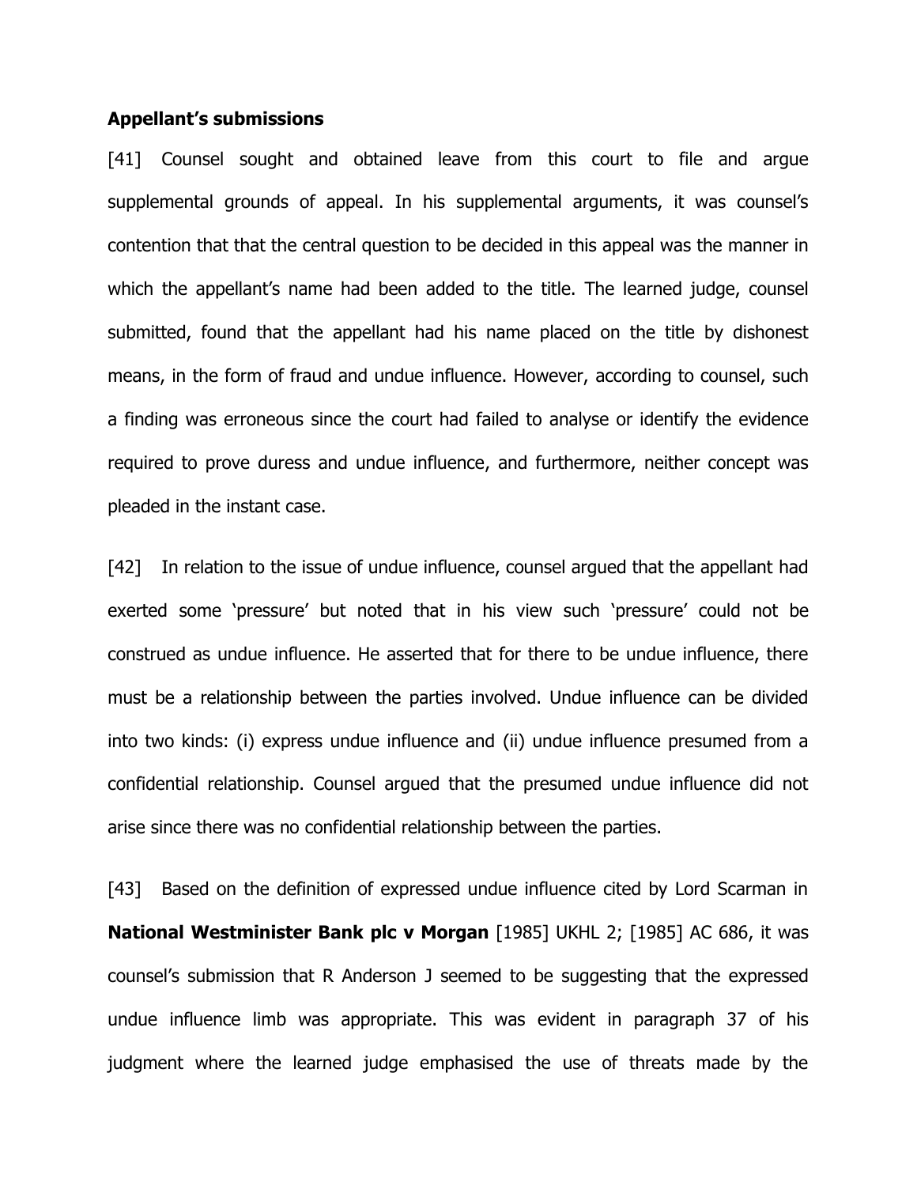**Appellant's submissions**

[41] Counsel sought and obtained leave from this court to file and argue supplemental grounds of appeal. In his supplemental arguments, it was counsel's contention that that the central question to be decided in this appeal was the manner in which the appellant's name had been added to the title. The learned judge, counsel submitted, found that the appellant had his name placed on the title by dishonest means, in the form of fraud and undue influence. However, according to counsel, such a finding was erroneous since the court had failed to analyse or identify the evidence required to prove duress and undue influence, and furthermore, neither concept was pleaded in the instant case.

[42] In relation to the issue of undue influence, counsel argued that the appellant had exerted some 'pressure' but noted that in his view such 'pressure' could not be construed as undue influence. He asserted that for there to be undue influence, there must be a relationship between the parties involved. Undue influence can be divided into two kinds: (i) express undue influence and (ii) undue influence presumed from a confidential relationship. Counsel argued that the presumed undue influence did not arise since there was no confidential relationship between the parties.

[43] Based on the definition of expressed undue influence cited by Lord Scarman in **National Westminister Bank plc v Morgan** [1985] UKHL 2; [1985] AC 686, it was counsel's submission that R Anderson J seemed to be suggesting that the expressed undue influence limb was appropriate. This was evident in paragraph 37 of his judgment where the learned judge emphasised the use of threats made by the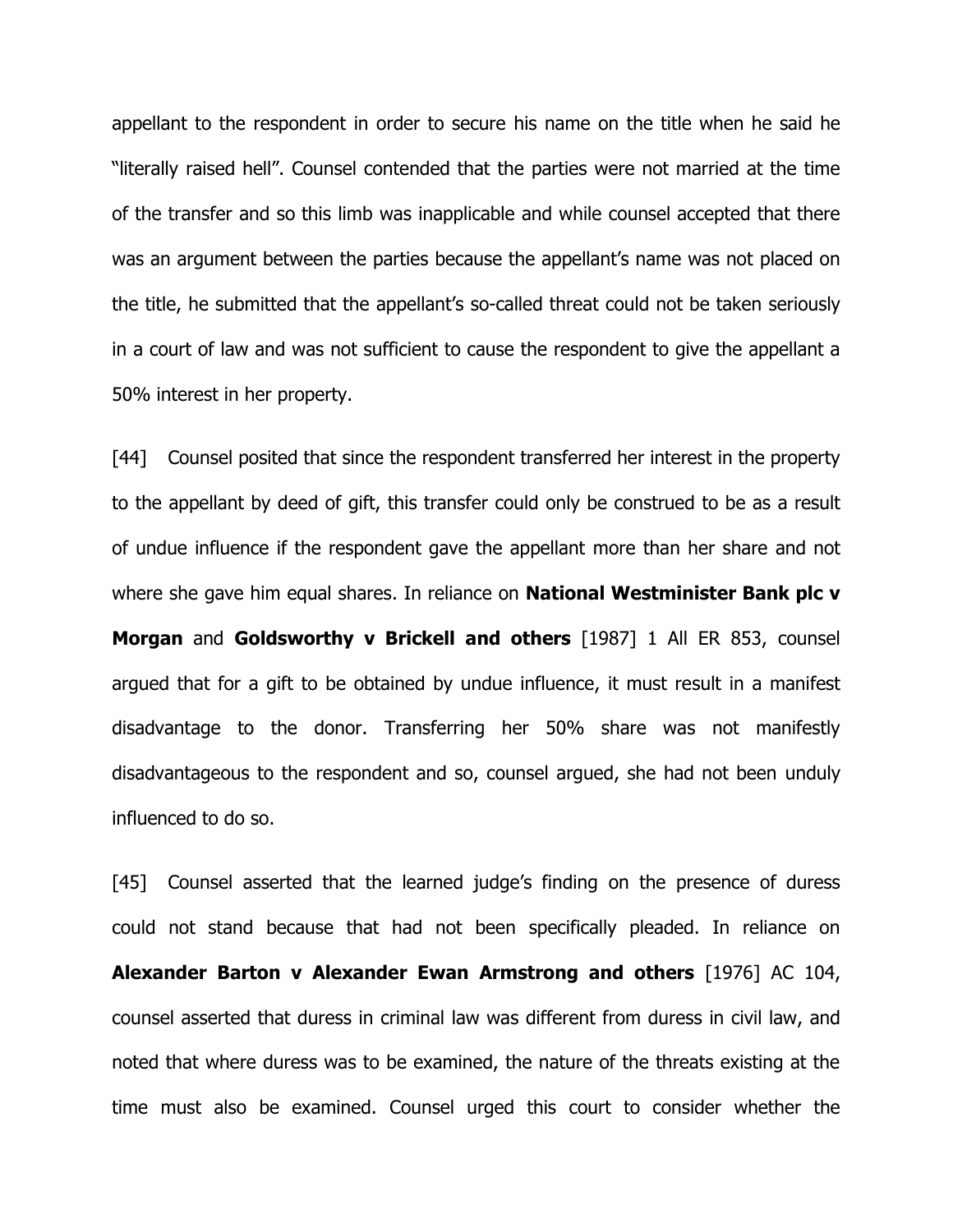appellant to the respondent in order to secure his name on the title when he said he "literally raised hell". Counsel contended that the parties were not married at the time of the transfer and so this limb was inapplicable and while counsel accepted that there was an argument between the parties because the appellant's name was not placed on the title, he submitted that the appellant's so-called threat could not be taken seriously in a court of law and was not sufficient to cause the respondent to give the appellant a 50% interest in her property.

[44] Counsel posited that since the respondent transferred her interest in the property to the appellant by deed of gift, this transfer could only be construed to be as a result of undue influence if the respondent gave the appellant more than her share and not where she gave him equal shares. In reliance on **National Westminister Bank plc v Morgan** and **Goldsworthy v Brickell and others** [1987] 1 All ER 853, counsel argued that for a gift to be obtained by undue influence, it must result in a manifest disadvantage to the donor. Transferring her 50% share was not manifestly disadvantageous to the respondent and so, counsel argued, she had not been unduly influenced to do so.

[45] Counsel asserted that the learned judge's finding on the presence of duress could not stand because that had not been specifically pleaded. In reliance on **Alexander Barton v Alexander Ewan Armstrong and others** [1976] AC 104, counsel asserted that duress in criminal law was different from duress in civil law, and noted that where duress was to be examined, the nature of the threats existing at the time must also be examined. Counsel urged this court to consider whether the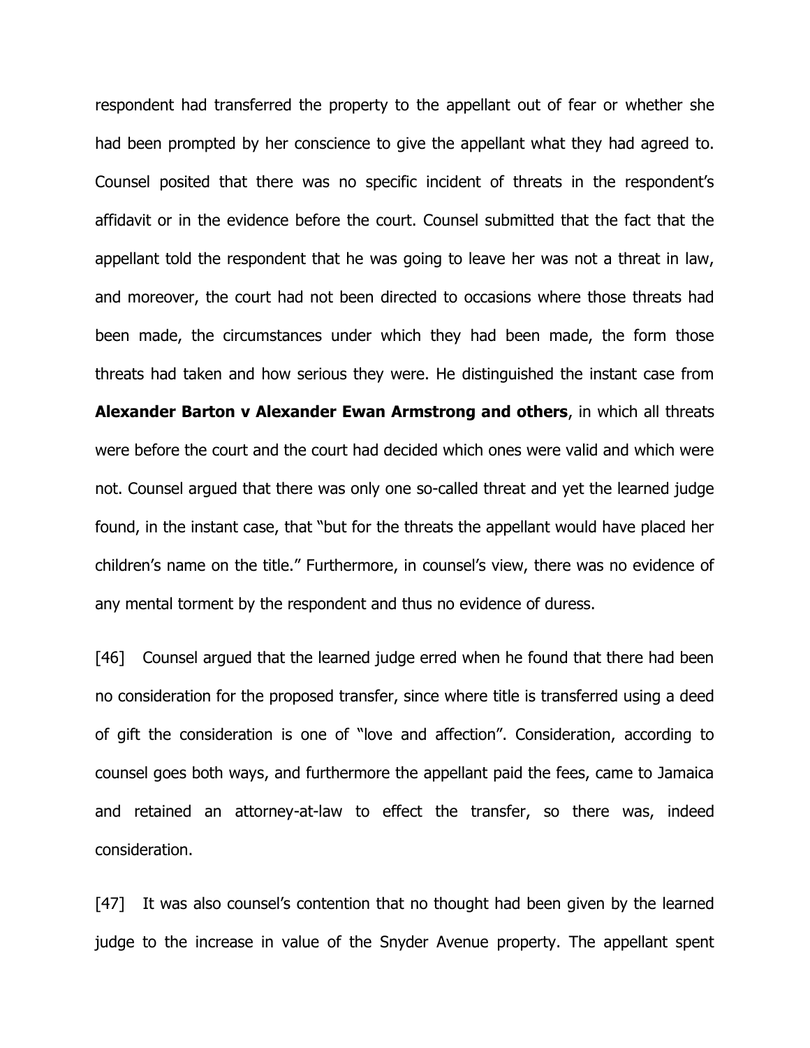respondent had transferred the property to the appellant out of fear or whether she had been prompted by her conscience to give the appellant what they had agreed to. Counsel posited that there was no specific incident of threats in the respondent's affidavit or in the evidence before the court. Counsel submitted that the fact that the appellant told the respondent that he was going to leave her was not a threat in law, and moreover, the court had not been directed to occasions where those threats had been made, the circumstances under which they had been made, the form those threats had taken and how serious they were. He distinguished the instant case from **Alexander Barton v Alexander Ewan Armstrong and others**, in which all threats were before the court and the court had decided which ones were valid and which were not. Counsel argued that there was only one so-called threat and yet the learned judge found, in the instant case, that "but for the threats the appellant would have placed her children's name on the title." Furthermore, in counsel's view, there was no evidence of any mental torment by the respondent and thus no evidence of duress.

[46] Counsel argued that the learned judge erred when he found that there had been no consideration for the proposed transfer, since where title is transferred using a deed of gift the consideration is one of "love and affection". Consideration, according to counsel goes both ways, and furthermore the appellant paid the fees, came to Jamaica and retained an attorney-at-law to effect the transfer, so there was, indeed consideration.

[47] It was also counsel's contention that no thought had been given by the learned judge to the increase in value of the Snyder Avenue property. The appellant spent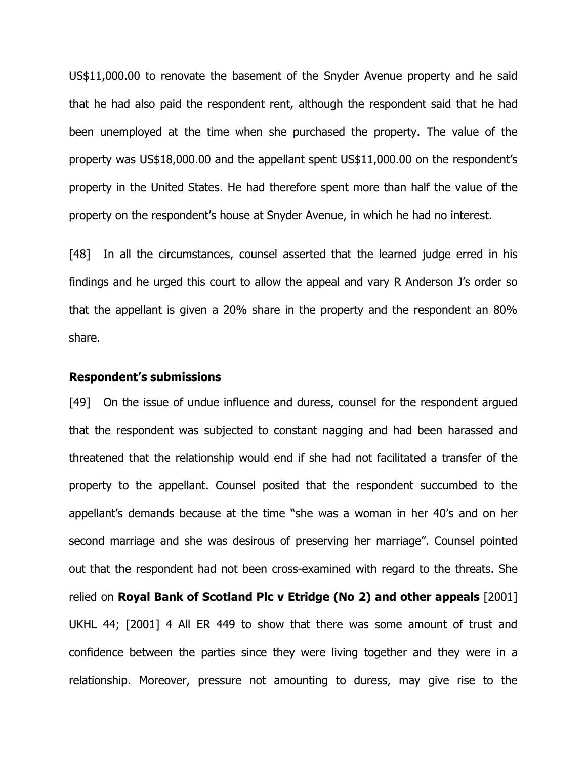US$11,000.00 to renovate the basement of the Snyder Avenue property and he said that he had also paid the respondent rent, although the respondent said that he had been unemployed at the time when she purchased the property. The value of the property was US$18,000.00 and the appellant spent US$11,000.00 on the respondent's property in the United States. He had therefore spent more than half the value of the property on the respondent's house at Snyder Avenue, in which he had no interest.

[48] In all the circumstances, counsel asserted that the learned judge erred in his findings and he urged this court to allow the appeal and vary R Anderson J's order so that the appellant is given a 20% share in the property and the respondent an 80% share.

**Respondent's submissions**

[49] On the issue of undue influence and duress, counsel for the respondent argued that the respondent was subjected to constant nagging and had been harassed and threatened that the relationship would end if she had not facilitated a transfer of the property to the appellant. Counsel posited that the respondent succumbed to the appellant's demands because at the time "she was a woman in her 40's and on her second marriage and she was desirous of preserving her marriage". Counsel pointed out that the respondent had not been cross-examined with regard to the threats. She relied on **Royal Bank of Scotland Plc v Etridge (No 2) and other appeals** [2001] UKHL 44; [2001] 4 All ER 449 to show that there was some amount of trust and confidence between the parties since they were living together and they were in a relationship. Moreover, pressure not amounting to duress, may give rise to the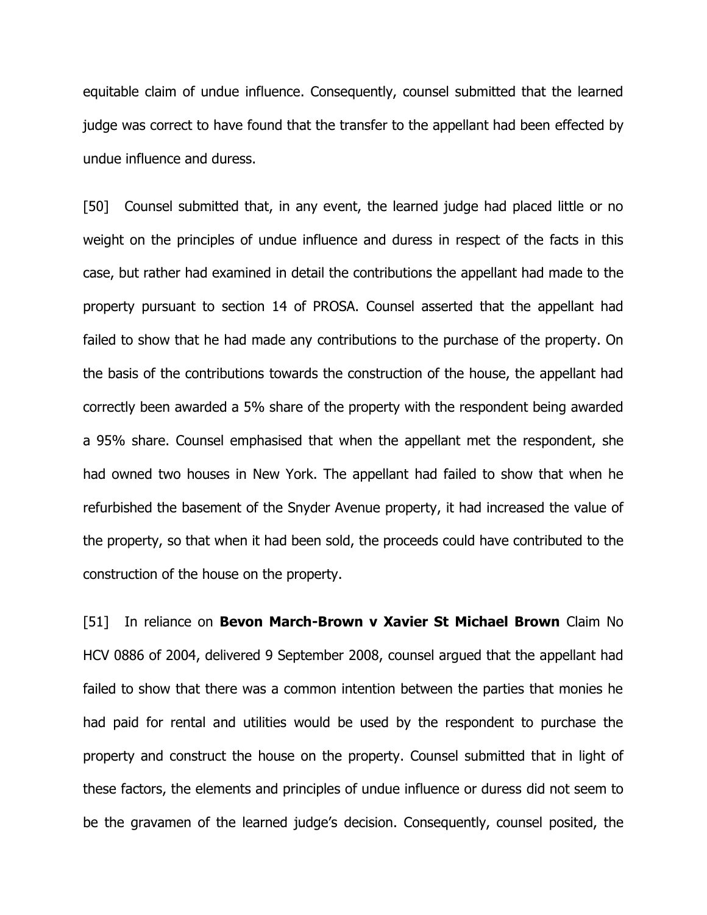equitable claim of undue influence. Consequently, counsel submitted that the learned judge was correct to have found that the transfer to the appellant had been effected by undue influence and duress.

[50] Counsel submitted that, in any event, the learned judge had placed little or no weight on the principles of undue influence and duress in respect of the facts in this case, but rather had examined in detail the contributions the appellant had made to the property pursuant to section 14 of PROSA. Counsel asserted that the appellant had failed to show that he had made any contributions to the purchase of the property. On the basis of the contributions towards the construction of the house, the appellant had correctly been awarded a 5% share of the property with the respondent being awarded a 95% share. Counsel emphasised that when the appellant met the respondent, she had owned two houses in New York. The appellant had failed to show that when he refurbished the basement of the Snyder Avenue property, it had increased the value of the property, so that when it had been sold, the proceeds could have contributed to the construction of the house on the property.

[51] In reliance on **Bevon March-Brown v Xavier St Michael Brown** Claim No HCV 0886 of 2004, delivered 9 September 2008, counsel argued that the appellant had failed to show that there was a common intention between the parties that monies he had paid for rental and utilities would be used by the respondent to purchase the property and construct the house on the property. Counsel submitted that in light of these factors, the elements and principles of undue influence or duress did not seem to be the gravamen of the learned judge's decision. Consequently, counsel posited, the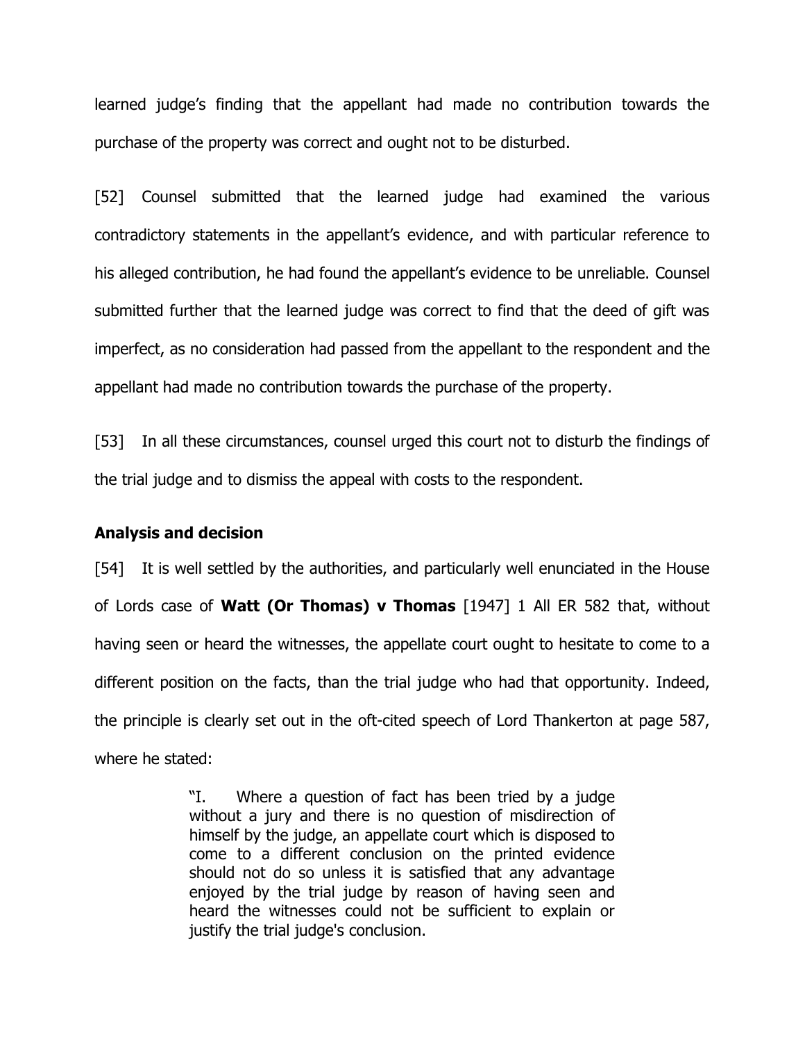learned judge's finding that the appellant had made no contribution towards the purchase of the property was correct and ought not to be disturbed.

[52] Counsel submitted that the learned judge had examined the various contradictory statements in the appellant's evidence, and with particular reference to his alleged contribution, he had found the appellant's evidence to be unreliable. Counsel submitted further that the learned judge was correct to find that the deed of gift was imperfect, as no consideration had passed from the appellant to the respondent and the appellant had made no contribution towards the purchase of the property.

[53] In all these circumstances, counsel urged this court not to disturb the findings of the trial judge and to dismiss the appeal with costs to the respondent.

**Analysis and decision**

[54] It is well settled by the authorities, and particularly well enunciated in the House of Lords case of **Watt (Or Thomas) v Thomas** [1947] 1 All ER 582 that, without having seen or heard the witnesses, the appellate court ought to hesitate to come to a different position on the facts, than the trial judge who had that opportunity. Indeed, the principle is clearly set out in the oft-cited speech of Lord Thankerton at page 587, where he stated:

> "I. Where a question of fact has been tried by a judge without a jury and there is no question of misdirection of himself by the judge, an appellate court which is disposed to come to a different conclusion on the printed evidence should not do so unless it is satisfied that any advantage enjoyed by the trial judge by reason of having seen and heard the witnesses could not be sufficient to explain or justify the trial judge's conclusion.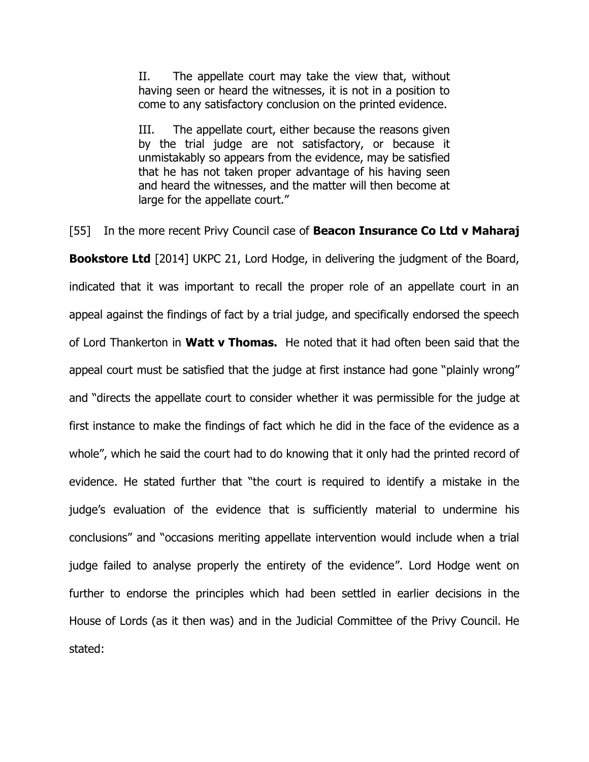> II. The appellate court may take the view that, without having seen or heard the witnesses, it is not in a position to come to any satisfactory conclusion on the printed evidence.
>
> III. The appellate court, either because the reasons given by the trial judge are not satisfactory, or because it unmistakably so appears from the evidence, may be satisfied that he has not taken proper advantage of his having seen and heard the witnesses, and the matter will then become at large for the appellate court."

[55] In the more recent Privy Council case of **Beacon Insurance Co Ltd v Maharaj Bookstore Ltd** [2014] UKPC 21, Lord Hodge, in delivering the judgment of the Board, indicated that it was important to recall the proper role of an appellate court in an appeal against the findings of fact by a trial judge, and specifically endorsed the speech of Lord Thankerton in **Watt v Thomas.** He noted that it had often been said that the appeal court must be satisfied that the judge at first instance had gone "plainly wrong" and "directs the appellate court to consider whether it was permissible for the judge at first instance to make the findings of fact which he did in the face of the evidence as a whole", which he said the court had to do knowing that it only had the printed record of evidence. He stated further that "the court is required to identify a mistake in the judge's evaluation of the evidence that is sufficiently material to undermine his conclusions" and "occasions meriting appellate intervention would include when a trial judge failed to analyse properly the entirety of the evidence". Lord Hodge went on further to endorse the principles which had been settled in earlier decisions in the House of Lords (as it then was) and in the Judicial Committee of the Privy Council. He stated: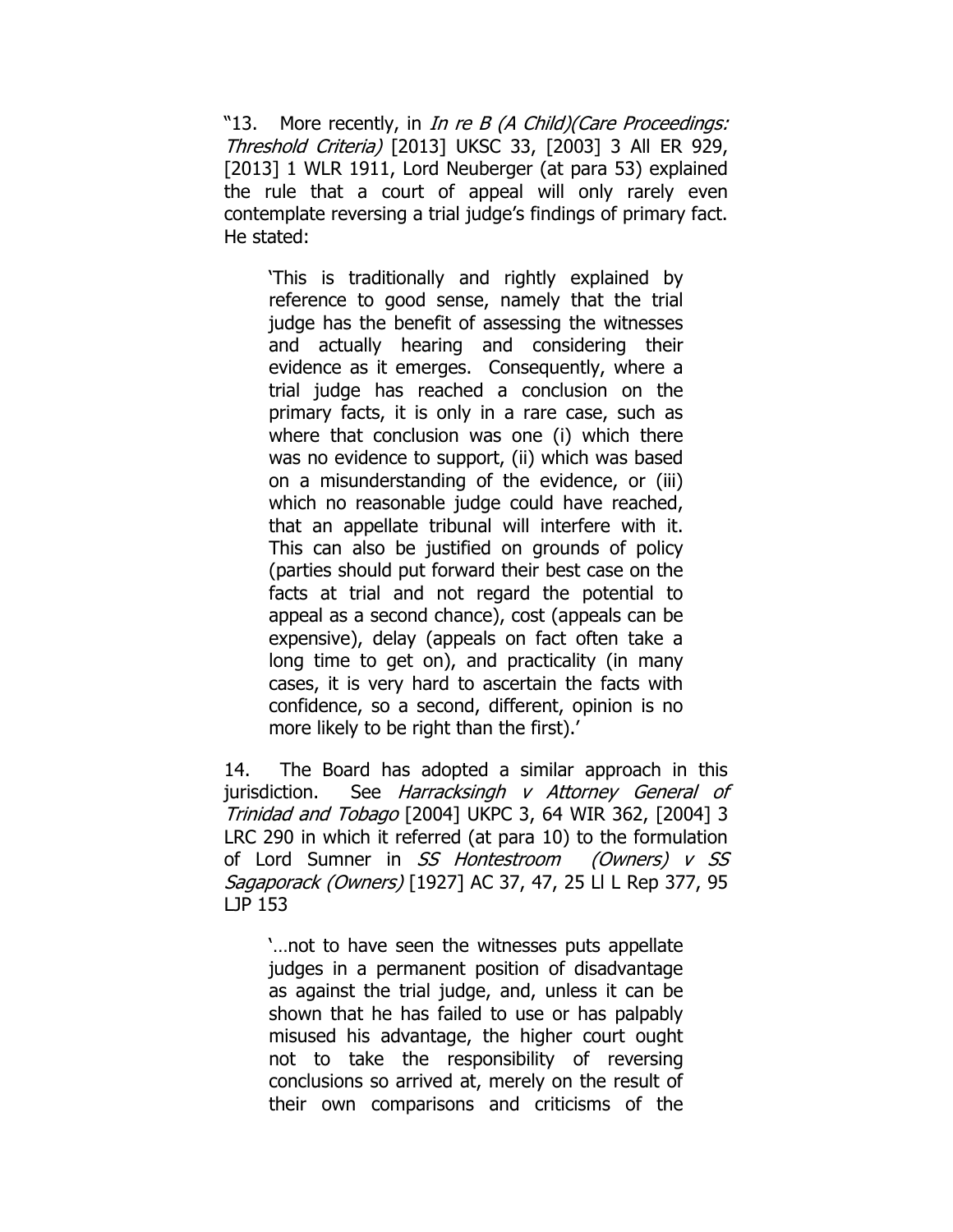"13. More recently, in *In re B (A Child)(Care Proceedings: Threshold Criteria)* [2013] UKSC 33, [2003] 3 All ER 929, [2013] 1 WLR 1911, Lord Neuberger (at para 53) explained the rule that a court of appeal will only rarely even contemplate reversing a trial judge's findings of primary fact. He stated:

> 'This is traditionally and rightly explained by reference to good sense, namely that the trial judge has the benefit of assessing the witnesses and actually hearing and considering their evidence as it emerges. Consequently, where a trial judge has reached a conclusion on the primary facts, it is only in a rare case, such as where that conclusion was one (i) which there was no evidence to support, (ii) which was based on a misunderstanding of the evidence, or (iii) which no reasonable judge could have reached, that an appellate tribunal will interfere with it. This can also be justified on grounds of policy (parties should put forward their best case on the facts at trial and not regard the potential to appeal as a second chance), cost (appeals can be expensive), delay (appeals on fact often take a long time to get on), and practicality (in many cases, it is very hard to ascertain the facts with confidence, so a second, different, opinion is no more likely to be right than the first).'

14. The Board has adopted a similar approach in this jurisdiction. See *Harracksingh v Attorney General of Trinidad and Tobago* [2004] UKPC 3, 64 WIR 362, [2004] 3 LRC 290 in which it referred (at para 10) to the formulation of Lord Sumner in *SS Hontestroom (Owners) v SS Sagaporack (Owners)* [1927] AC 37, 47, 25 Ll L Rep 377, 95 LJP 153

> '…not to have seen the witnesses puts appellate judges in a permanent position of disadvantage as against the trial judge, and, unless it can be shown that he has failed to use or has palpably misused his advantage, the higher court ought not to take the responsibility of reversing conclusions so arrived at, merely on the result of their own comparisons and criticisms of the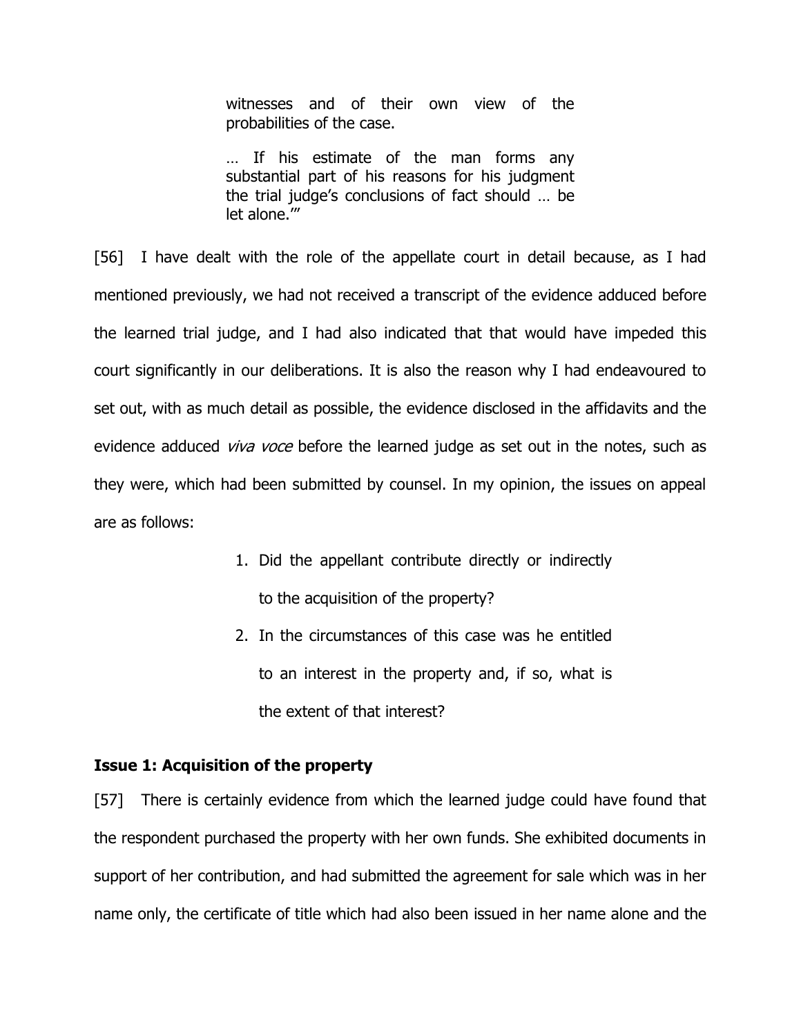> witnesses and of their own view of the probabilities of the case.
>
> … If his estimate of the man forms any substantial part of his reasons for his judgment the trial judge's conclusions of fact should … be let alone.'"

[56] I have dealt with the role of the appellate court in detail because, as I had mentioned previously, we had not received a transcript of the evidence adduced before the learned trial judge, and I had also indicated that that would have impeded this court significantly in our deliberations. It is also the reason why I had endeavoured to set out, with as much detail as possible, the evidence disclosed in the affidavits and the evidence adduced *viva voce* before the learned judge as set out in the notes, such as they were, which had been submitted by counsel. In my opinion, the issues on appeal are as follows:

1. Did the appellant contribute directly or indirectly to the acquisition of the property?
2. In the circumstances of this case was he entitled to an interest in the property and, if so, what is the extent of that interest?

**Issue 1: Acquisition of the property**

[57] There is certainly evidence from which the learned judge could have found that the respondent purchased the property with her own funds. She exhibited documents in support of her contribution, and had submitted the agreement for sale which was in her name only, the certificate of title which had also been issued in her name alone and the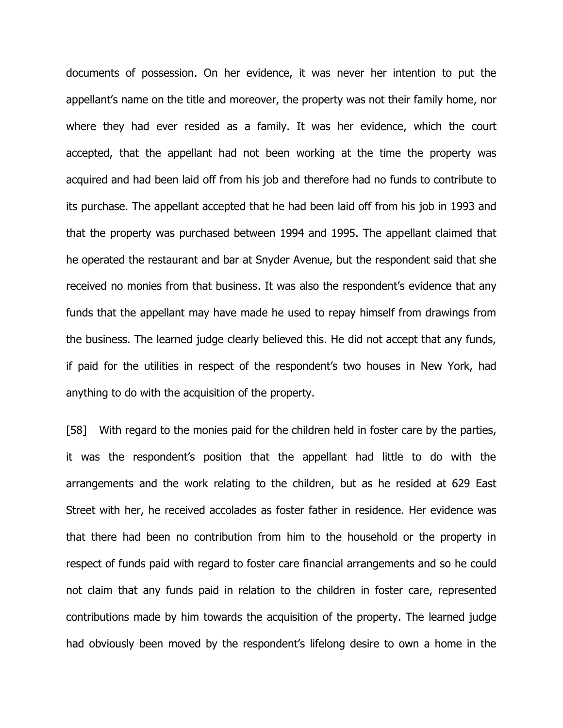documents of possession. On her evidence, it was never her intention to put the appellant's name on the title and moreover, the property was not their family home, nor where they had ever resided as a family. It was her evidence, which the court accepted, that the appellant had not been working at the time the property was acquired and had been laid off from his job and therefore had no funds to contribute to its purchase. The appellant accepted that he had been laid off from his job in 1993 and that the property was purchased between 1994 and 1995. The appellant claimed that he operated the restaurant and bar at Snyder Avenue, but the respondent said that she received no monies from that business. It was also the respondent's evidence that any funds that the appellant may have made he used to repay himself from drawings from the business. The learned judge clearly believed this. He did not accept that any funds, if paid for the utilities in respect of the respondent's two houses in New York, had anything to do with the acquisition of the property.

[58] With regard to the monies paid for the children held in foster care by the parties, it was the respondent's position that the appellant had little to do with the arrangements and the work relating to the children, but as he resided at 629 East Street with her, he received accolades as foster father in residence. Her evidence was that there had been no contribution from him to the household or the property in respect of funds paid with regard to foster care financial arrangements and so he could not claim that any funds paid in relation to the children in foster care, represented contributions made by him towards the acquisition of the property. The learned judge had obviously been moved by the respondent's lifelong desire to own a home in the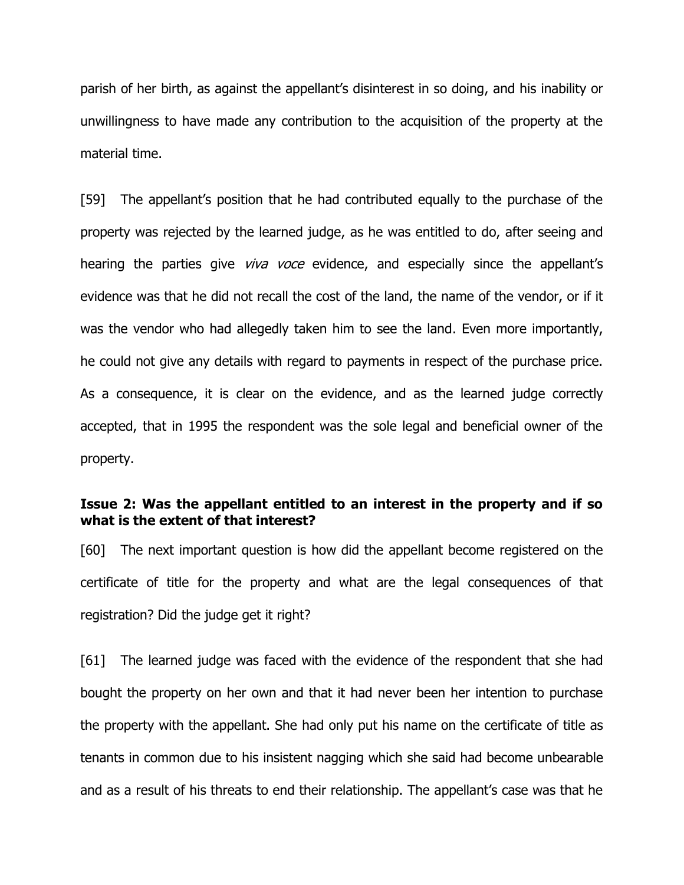parish of her birth, as against the appellant's disinterest in so doing, and his inability or unwillingness to have made any contribution to the acquisition of the property at the material time.

[59] The appellant's position that he had contributed equally to the purchase of the property was rejected by the learned judge, as he was entitled to do, after seeing and hearing the parties give *viva voce* evidence, and especially since the appellant's evidence was that he did not recall the cost of the land, the name of the vendor, or if it was the vendor who had allegedly taken him to see the land. Even more importantly, he could not give any details with regard to payments in respect of the purchase price. As a consequence, it is clear on the evidence, and as the learned judge correctly accepted, that in 1995 the respondent was the sole legal and beneficial owner of the property.

**Issue 2: Was the appellant entitled to an interest in the property and if so what is the extent of that interest?**

[60] The next important question is how did the appellant become registered on the certificate of title for the property and what are the legal consequences of that registration? Did the judge get it right?

[61] The learned judge was faced with the evidence of the respondent that she had bought the property on her own and that it had never been her intention to purchase the property with the appellant. She had only put his name on the certificate of title as tenants in common due to his insistent nagging which she said had become unbearable and as a result of his threats to end their relationship. The appellant's case was that he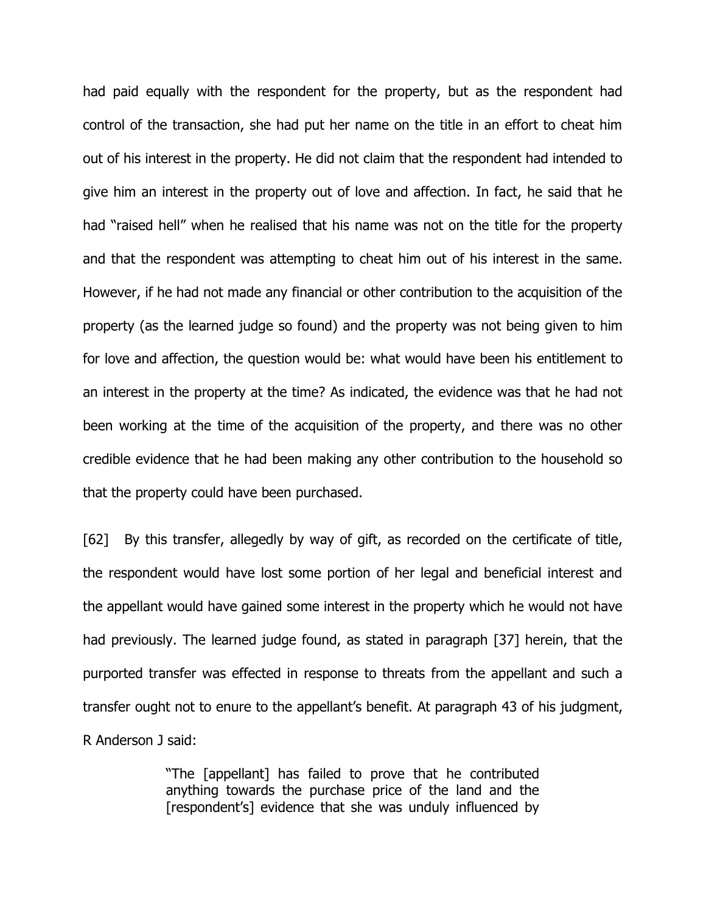had paid equally with the respondent for the property, but as the respondent had control of the transaction, she had put her name on the title in an effort to cheat him out of his interest in the property. He did not claim that the respondent had intended to give him an interest in the property out of love and affection. In fact, he said that he had "raised hell" when he realised that his name was not on the title for the property and that the respondent was attempting to cheat him out of his interest in the same. However, if he had not made any financial or other contribution to the acquisition of the property (as the learned judge so found) and the property was not being given to him for love and affection, the question would be: what would have been his entitlement to an interest in the property at the time? As indicated, the evidence was that he had not been working at the time of the acquisition of the property, and there was no other credible evidence that he had been making any other contribution to the household so that the property could have been purchased.

[62] By this transfer, allegedly by way of gift, as recorded on the certificate of title, the respondent would have lost some portion of her legal and beneficial interest and the appellant would have gained some interest in the property which he would not have had previously. The learned judge found, as stated in paragraph [37] herein, that the purported transfer was effected in response to threats from the appellant and such a transfer ought not to enure to the appellant's benefit. At paragraph 43 of his judgment, R Anderson J said:

> "The [appellant] has failed to prove that he contributed anything towards the purchase price of the land and the [respondent's] evidence that she was unduly influenced by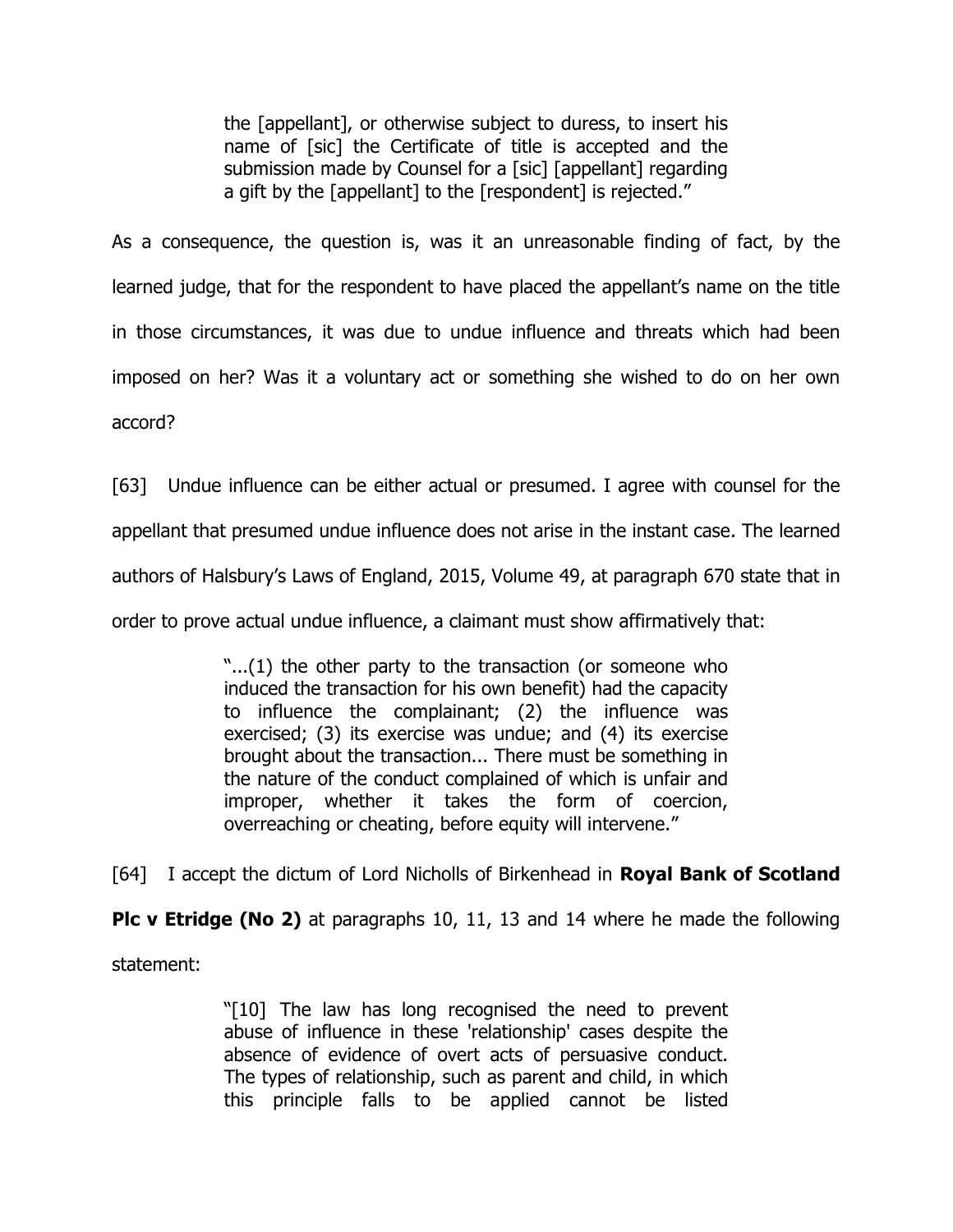> the [appellant], or otherwise subject to duress, to insert his name of [sic] the Certificate of title is accepted and the submission made by Counsel for a [sic] [appellant] regarding a gift by the [appellant] to the [respondent] is rejected."

As a consequence, the question is, was it an unreasonable finding of fact, by the learned judge, that for the respondent to have placed the appellant's name on the title in those circumstances, it was due to undue influence and threats which had been imposed on her? Was it a voluntary act or something she wished to do on her own accord?

[63] Undue influence can be either actual or presumed. I agree with counsel for the appellant that presumed undue influence does not arise in the instant case. The learned authors of Halsbury's Laws of England, 2015, Volume 49, at paragraph 670 state that in order to prove actual undue influence, a claimant must show affirmatively that:

> "...(1) the other party to the transaction (or someone who induced the transaction for his own benefit) had the capacity to influence the complainant; (2) the influence was exercised; (3) its exercise was undue; and (4) its exercise brought about the transaction... There must be something in the nature of the conduct complained of which is unfair and improper, whether it takes the form of coercion, overreaching or cheating, before equity will intervene."

[64] I accept the dictum of Lord Nicholls of Birkenhead in **Royal Bank of Scotland Plc v Etridge (No 2)** at paragraphs 10, 11, 13 and 14 where he made the following statement:

> "[10] The law has long recognised the need to prevent abuse of influence in these 'relationship' cases despite the absence of evidence of overt acts of persuasive conduct. The types of relationship, such as parent and child, in which this principle falls to be applied cannot be listed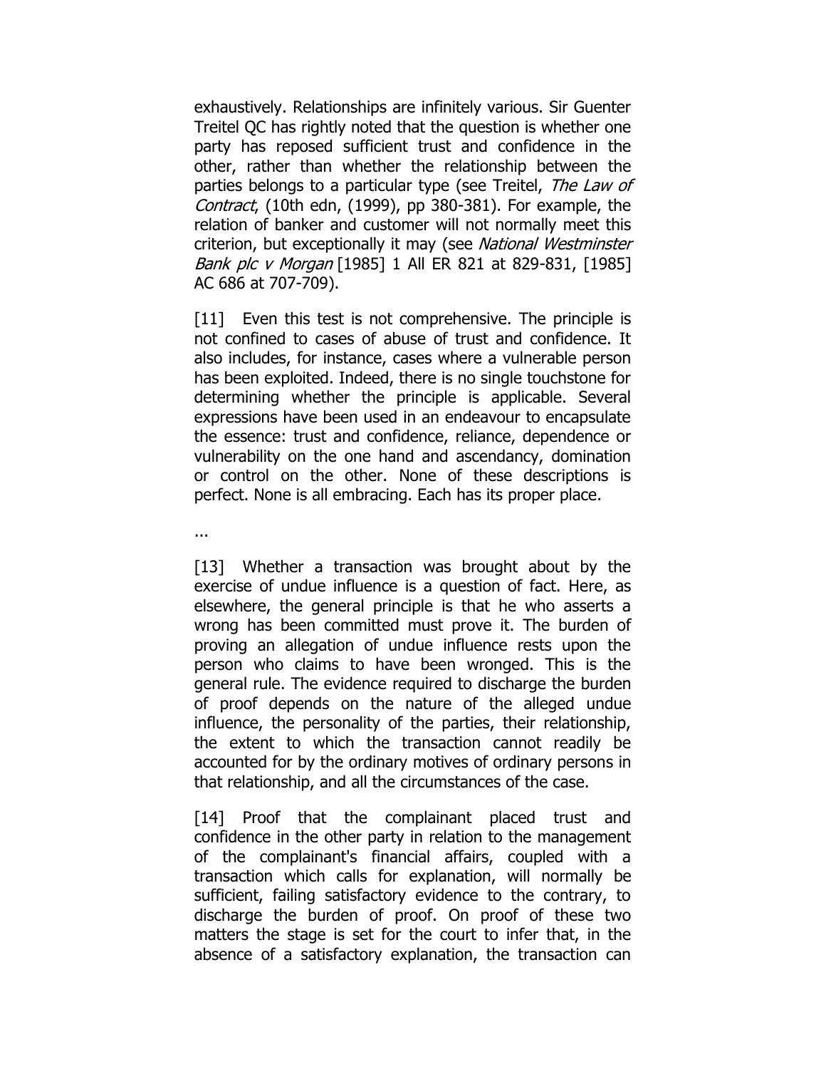exhaustively. Relationships are infinitely various. Sir Guenter Treitel QC has rightly noted that the question is whether one party has reposed sufficient trust and confidence in the other, rather than whether the relationship between the parties belongs to a particular type (see Treitel, *The Law of Contract*, (10th edn, (1999), pp 380-381). For example, the relation of banker and customer will not normally meet this criterion, but exceptionally it may (see *National Westminster Bank plc v Morgan* [1985] 1 All ER 821 at 829-831, [1985] AC 686 at 707-709).

[11] Even this test is not comprehensive. The principle is not confined to cases of abuse of trust and confidence. It also includes, for instance, cases where a vulnerable person has been exploited. Indeed, there is no single touchstone for determining whether the principle is applicable. Several expressions have been used in an endeavour to encapsulate the essence: trust and confidence, reliance, dependence or vulnerability on the one hand and ascendancy, domination or control on the other. None of these descriptions is perfect. None is all embracing. Each has its proper place.

...

[13] Whether a transaction was brought about by the exercise of undue influence is a question of fact. Here, as elsewhere, the general principle is that he who asserts a wrong has been committed must prove it. The burden of proving an allegation of undue influence rests upon the person who claims to have been wronged. This is the general rule. The evidence required to discharge the burden of proof depends on the nature of the alleged undue influence, the personality of the parties, their relationship, the extent to which the transaction cannot readily be accounted for by the ordinary motives of ordinary persons in that relationship, and all the circumstances of the case.

[14] Proof that the complainant placed trust and confidence in the other party in relation to the management of the complainant's financial affairs, coupled with a transaction which calls for explanation, will normally be sufficient, failing satisfactory evidence to the contrary, to discharge the burden of proof. On proof of these two matters the stage is set for the court to infer that, in the absence of a satisfactory explanation, the transaction can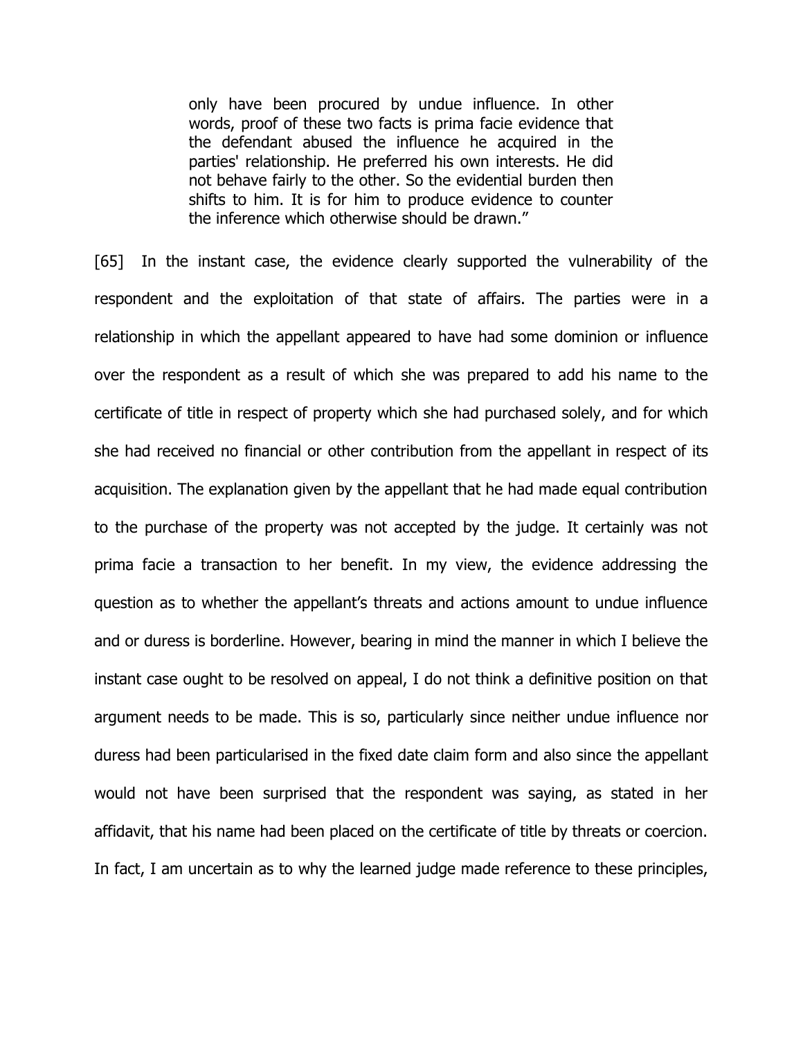> only have been procured by undue influence. In other words, proof of these two facts is prima facie evidence that the defendant abused the influence he acquired in the parties' relationship. He preferred his own interests. He did not behave fairly to the other. So the evidential burden then shifts to him. It is for him to produce evidence to counter the inference which otherwise should be drawn."

[65] In the instant case, the evidence clearly supported the vulnerability of the respondent and the exploitation of that state of affairs. The parties were in a relationship in which the appellant appeared to have had some dominion or influence over the respondent as a result of which she was prepared to add his name to the certificate of title in respect of property which she had purchased solely, and for which she had received no financial or other contribution from the appellant in respect of its acquisition. The explanation given by the appellant that he had made equal contribution to the purchase of the property was not accepted by the judge. It certainly was not prima facie a transaction to her benefit. In my view, the evidence addressing the question as to whether the appellant's threats and actions amount to undue influence and or duress is borderline. However, bearing in mind the manner in which I believe the instant case ought to be resolved on appeal, I do not think a definitive position on that argument needs to be made. This is so, particularly since neither undue influence nor duress had been particularised in the fixed date claim form and also since the appellant would not have been surprised that the respondent was saying, as stated in her affidavit, that his name had been placed on the certificate of title by threats or coercion. In fact, I am uncertain as to why the learned judge made reference to these principles,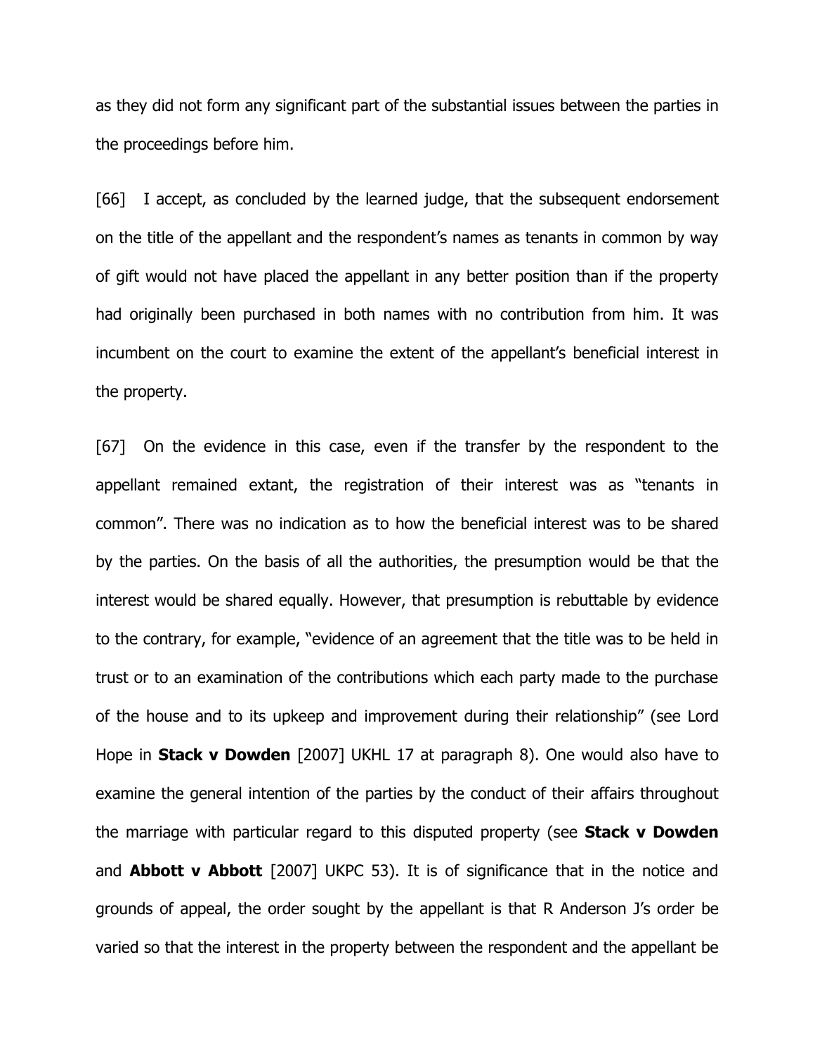as they did not form any significant part of the substantial issues between the parties in the proceedings before him.

[66] I accept, as concluded by the learned judge, that the subsequent endorsement on the title of the appellant and the respondent's names as tenants in common by way of gift would not have placed the appellant in any better position than if the property had originally been purchased in both names with no contribution from him. It was incumbent on the court to examine the extent of the appellant's beneficial interest in the property.

[67] On the evidence in this case, even if the transfer by the respondent to the appellant remained extant, the registration of their interest was as "tenants in common". There was no indication as to how the beneficial interest was to be shared by the parties. On the basis of all the authorities, the presumption would be that the interest would be shared equally. However, that presumption is rebuttable by evidence to the contrary, for example, "evidence of an agreement that the title was to be held in trust or to an examination of the contributions which each party made to the purchase of the house and to its upkeep and improvement during their relationship" (see Lord Hope in **Stack v Dowden** [2007] UKHL 17 at paragraph 8). One would also have to examine the general intention of the parties by the conduct of their affairs throughout the marriage with particular regard to this disputed property (see **Stack v Dowden** and **Abbott v Abbott** [2007] UKPC 53). It is of significance that in the notice and grounds of appeal, the order sought by the appellant is that R Anderson J's order be varied so that the interest in the property between the respondent and the appellant be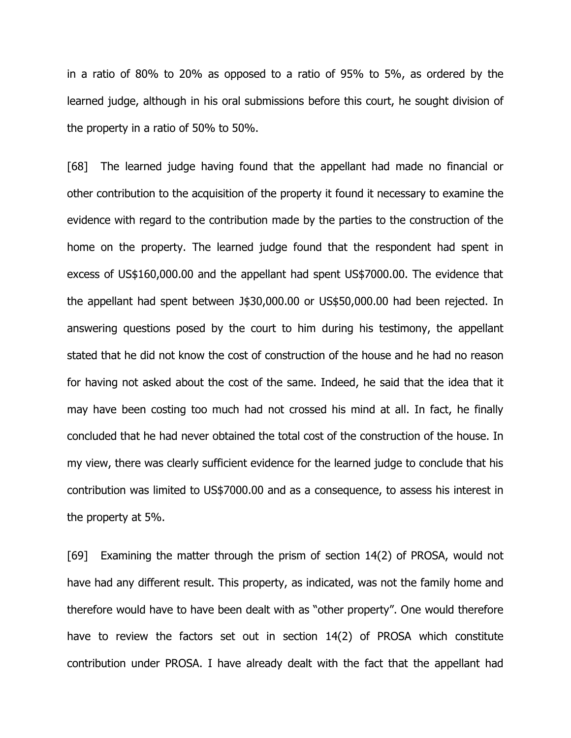in a ratio of 80% to 20% as opposed to a ratio of 95% to 5%, as ordered by the learned judge, although in his oral submissions before this court, he sought division of the property in a ratio of 50% to 50%.

[68] The learned judge having found that the appellant had made no financial or other contribution to the acquisition of the property it found it necessary to examine the evidence with regard to the contribution made by the parties to the construction of the home on the property. The learned judge found that the respondent had spent in excess of US$160,000.00 and the appellant had spent US$7000.00. The evidence that the appellant had spent between J$30,000.00 or US$50,000.00 had been rejected. In answering questions posed by the court to him during his testimony, the appellant stated that he did not know the cost of construction of the house and he had no reason for having not asked about the cost of the same. Indeed, he said that the idea that it may have been costing too much had not crossed his mind at all. In fact, he finally concluded that he had never obtained the total cost of the construction of the house. In my view, there was clearly sufficient evidence for the learned judge to conclude that his contribution was limited to US$7000.00 and as a consequence, to assess his interest in the property at 5%.

[69] Examining the matter through the prism of section 14(2) of PROSA, would not have had any different result. This property, as indicated, was not the family home and therefore would have to have been dealt with as "other property". One would therefore have to review the factors set out in section 14(2) of PROSA which constitute contribution under PROSA. I have already dealt with the fact that the appellant had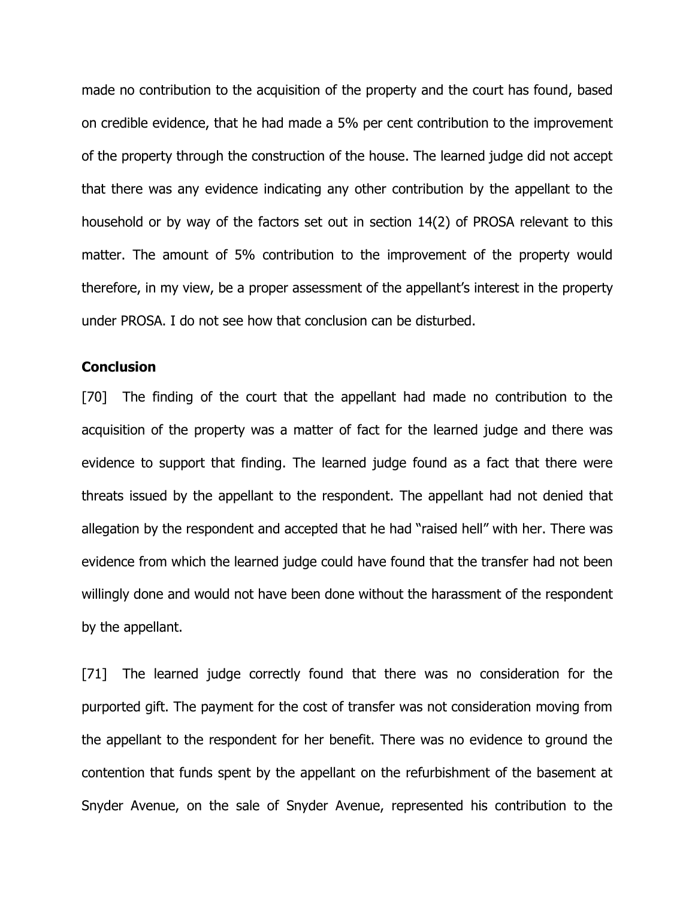made no contribution to the acquisition of the property and the court has found, based on credible evidence, that he had made a 5% per cent contribution to the improvement of the property through the construction of the house. The learned judge did not accept that there was any evidence indicating any other contribution by the appellant to the household or by way of the factors set out in section 14(2) of PROSA relevant to this matter. The amount of 5% contribution to the improvement of the property would therefore, in my view, be a proper assessment of the appellant's interest in the property under PROSA. I do not see how that conclusion can be disturbed.

**Conclusion**

[70] The finding of the court that the appellant had made no contribution to the acquisition of the property was a matter of fact for the learned judge and there was evidence to support that finding. The learned judge found as a fact that there were threats issued by the appellant to the respondent. The appellant had not denied that allegation by the respondent and accepted that he had "raised hell" with her. There was evidence from which the learned judge could have found that the transfer had not been willingly done and would not have been done without the harassment of the respondent by the appellant.

[71] The learned judge correctly found that there was no consideration for the purported gift. The payment for the cost of transfer was not consideration moving from the appellant to the respondent for her benefit. There was no evidence to ground the contention that funds spent by the appellant on the refurbishment of the basement at Snyder Avenue, on the sale of Snyder Avenue, represented his contribution to the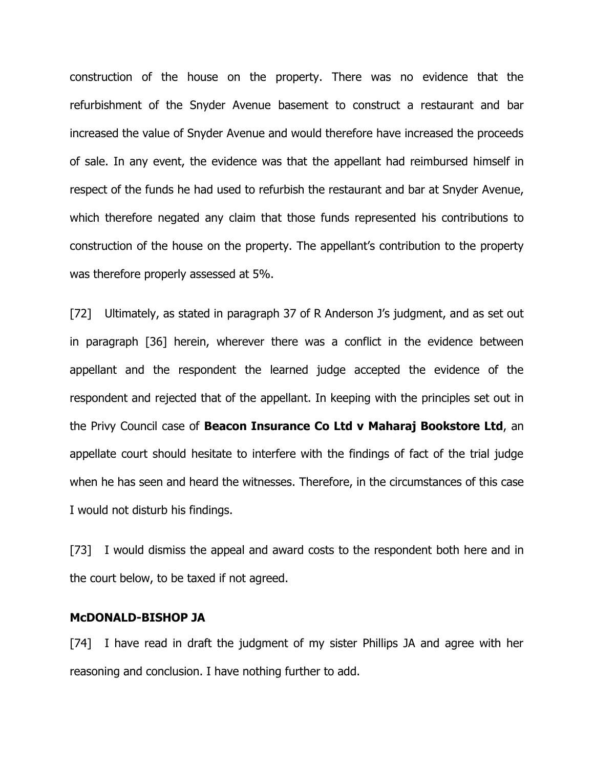construction of the house on the property. There was no evidence that the refurbishment of the Snyder Avenue basement to construct a restaurant and bar increased the value of Snyder Avenue and would therefore have increased the proceeds of sale. In any event, the evidence was that the appellant had reimbursed himself in respect of the funds he had used to refurbish the restaurant and bar at Snyder Avenue, which therefore negated any claim that those funds represented his contributions to construction of the house on the property. The appellant's contribution to the property was therefore properly assessed at 5%.

[72] Ultimately, as stated in paragraph 37 of R Anderson J's judgment, and as set out in paragraph [36] herein, wherever there was a conflict in the evidence between appellant and the respondent the learned judge accepted the evidence of the respondent and rejected that of the appellant. In keeping with the principles set out in the Privy Council case of **Beacon Insurance Co Ltd v Maharaj Bookstore Ltd**, an appellate court should hesitate to interfere with the findings of fact of the trial judge when he has seen and heard the witnesses. Therefore, in the circumstances of this case I would not disturb his findings.

[73] I would dismiss the appeal and award costs to the respondent both here and in the court below, to be taxed if not agreed.

**McDONALD-BISHOP JA**

[74] I have read in draft the judgment of my sister Phillips JA and agree with her reasoning and conclusion. I have nothing further to add.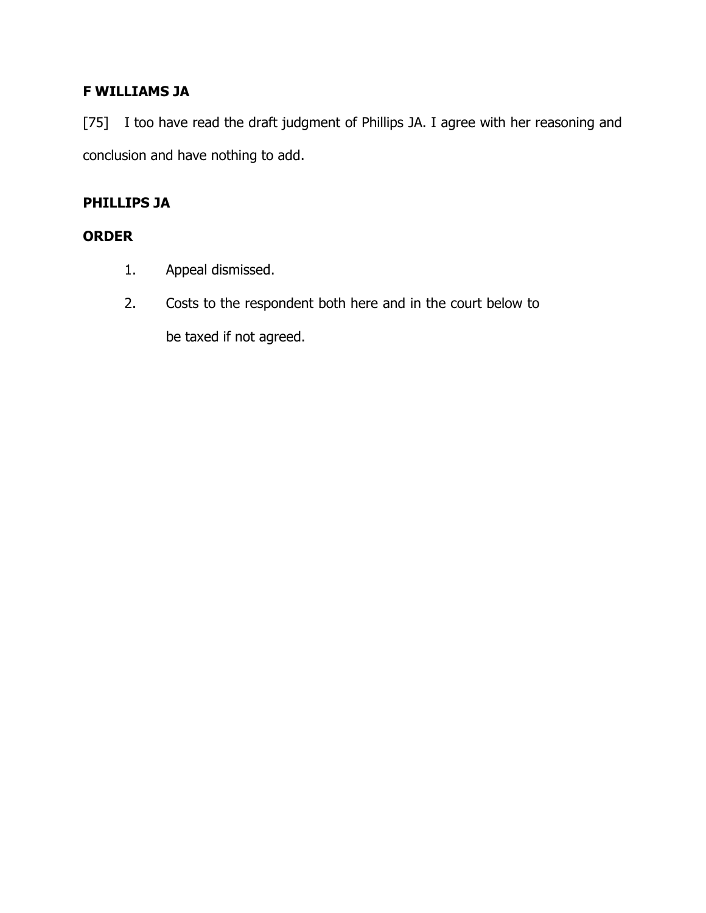**F WILLIAMS JA**

[75] I too have read the draft judgment of Phillips JA. I agree with her reasoning and conclusion and have nothing to add.

**PHILLIPS JA**

**ORDER**

1. Appeal dismissed.
2. Costs to the respondent both here and in the court below to be taxed if not agreed.